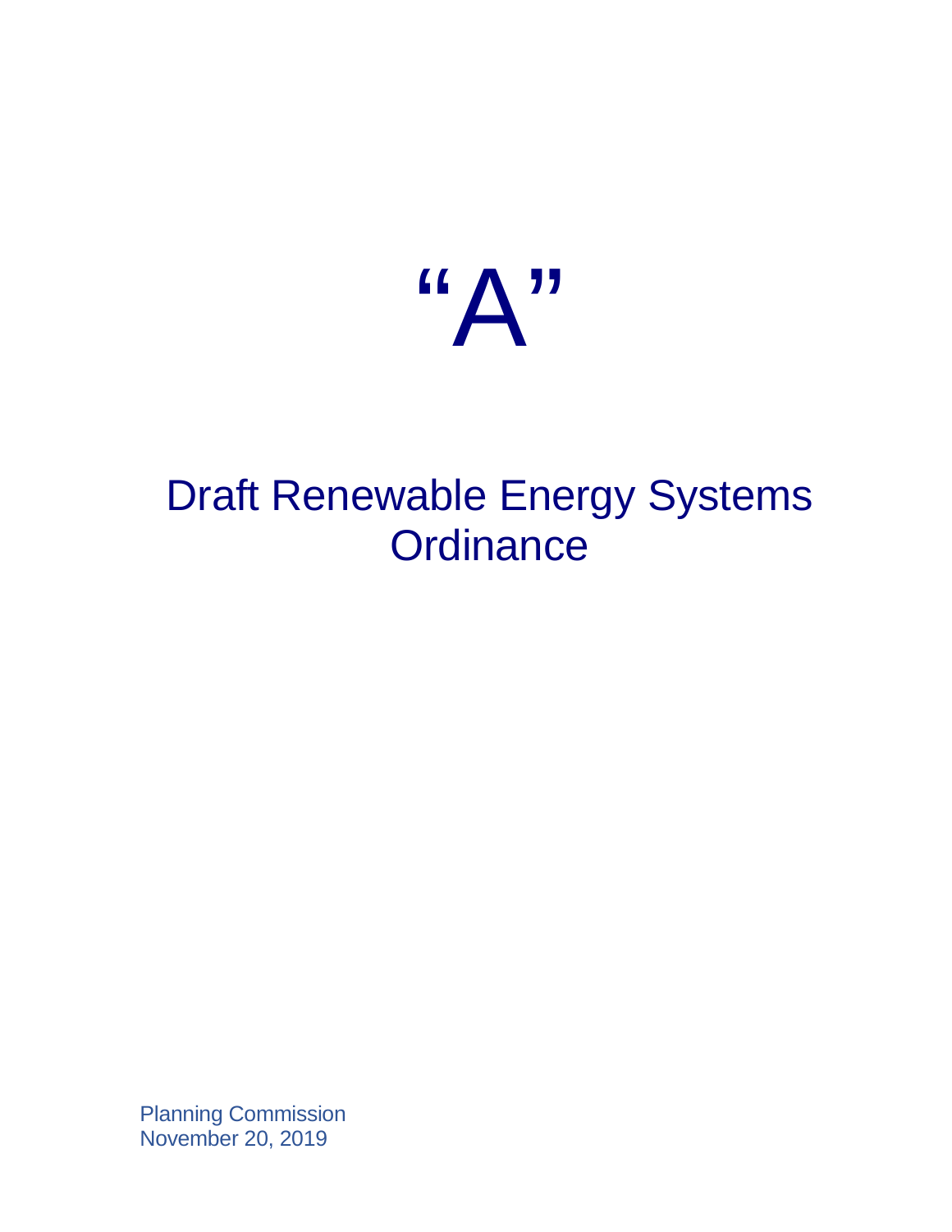# “A”

# Draft Renewable Energy Systems Ordinance

Planning Commission
November 20, 2019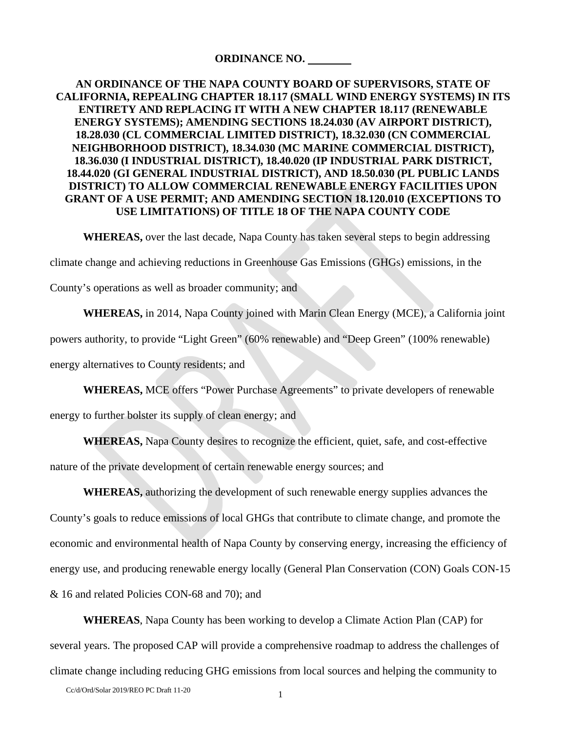**ORDINANCE NO. ________**

**AN ORDINANCE OF THE NAPA COUNTY BOARD OF SUPERVISORS, STATE OF CALIFORNIA, REPEALING CHAPTER 18.117 (SMALL WIND ENERGY SYSTEMS) IN ITS ENTIRETY AND REPLACING IT WITH A NEW CHAPTER 18.117 (RENEWABLE ENERGY SYSTEMS); AMENDING SECTIONS 18.24.030 (AV AIRPORT DISTRICT), 18.28.030 (CL COMMERCIAL LIMITED DISTRICT), 18.32.030 (CN COMMERCIAL NEIGHBORHOOD DISTRICT), 18.34.030 (MC MARINE COMMERCIAL DISTRICT), 18.36.030 (I INDUSTRIAL DISTRICT), 18.40.020 (IP INDUSTRIAL PARK DISTRICT, 18.44.020 (GI GENERAL INDUSTRIAL DISTRICT), AND 18.50.030 (PL PUBLIC LANDS DISTRICT) TO ALLOW COMMERCIAL RENEWABLE ENERGY FACILITIES UPON GRANT OF A USE PERMIT; AND AMENDING SECTION 18.120.010 (EXCEPTIONS TO USE LIMITATIONS) OF TITLE 18 OF THE NAPA COUNTY CODE**

**WHEREAS,** over the last decade, Napa County has taken several steps to begin addressing climate change and achieving reductions in Greenhouse Gas Emissions (GHGs) emissions, in the County's operations as well as broader community; and

**WHEREAS,** in 2014, Napa County joined with Marin Clean Energy (MCE), a California joint powers authority, to provide "Light Green" (60% renewable) and "Deep Green" (100% renewable) energy alternatives to County residents; and

**WHEREAS,** MCE offers "Power Purchase Agreements" to private developers of renewable energy to further bolster its supply of clean energy; and

**WHEREAS,** Napa County desires to recognize the efficient, quiet, safe, and cost-effective nature of the private development of certain renewable energy sources; and

**WHEREAS,** authorizing the development of such renewable energy supplies advances the County's goals to reduce emissions of local GHGs that contribute to climate change, and promote the economic and environmental health of Napa County by conserving energy, increasing the efficiency of energy use, and producing renewable energy locally (General Plan Conservation (CON) Goals CON-15 & 16 and related Policies CON-68 and 70); and

**WHEREAS**, Napa County has been working to develop a Climate Action Plan (CAP) for several years. The proposed CAP will provide a comprehensive roadmap to address the challenges of climate change including reducing GHG emissions from local sources and helping the community to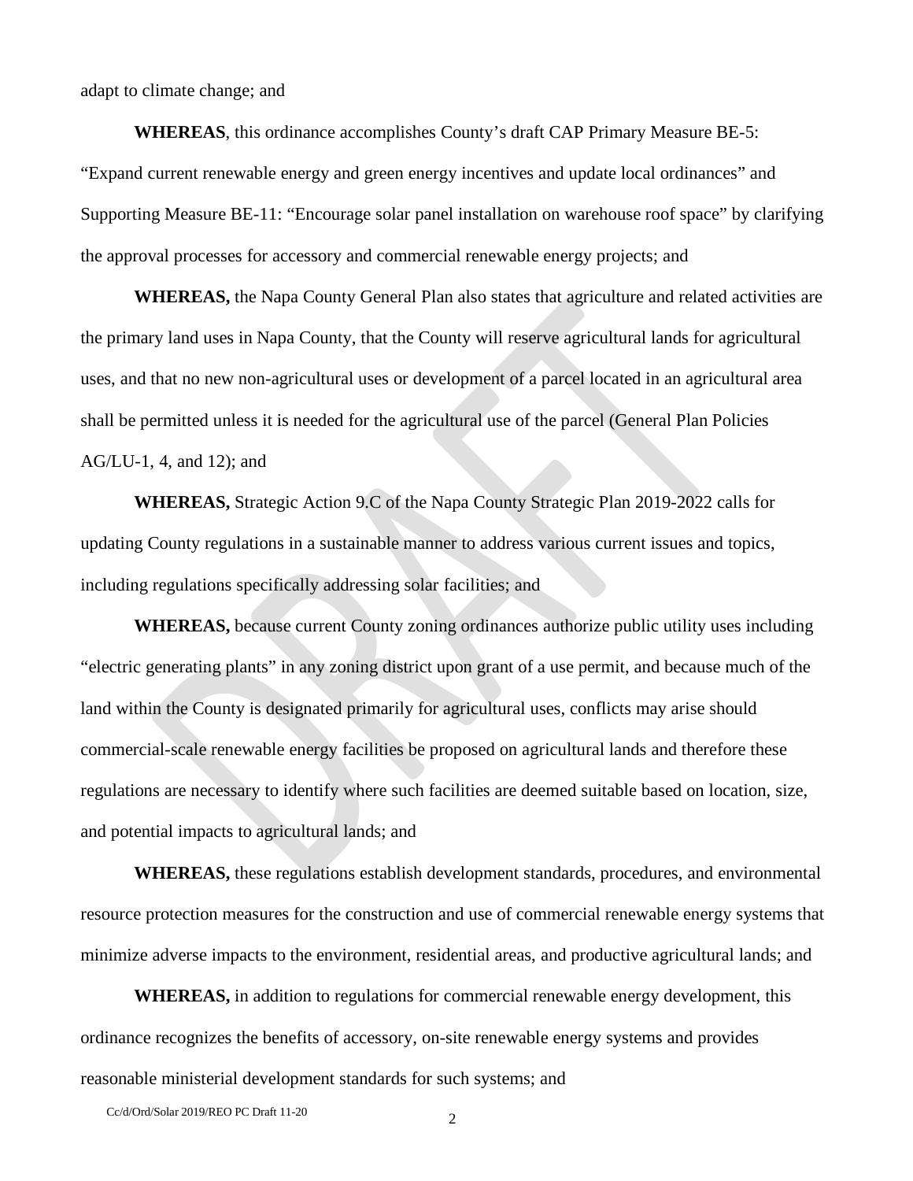adapt to climate change; and

**WHEREAS**, this ordinance accomplishes County's draft CAP Primary Measure BE-5: "Expand current renewable energy and green energy incentives and update local ordinances" and Supporting Measure BE-11: "Encourage solar panel installation on warehouse roof space" by clarifying the approval processes for accessory and commercial renewable energy projects; and

**WHEREAS,** the Napa County General Plan also states that agriculture and related activities are the primary land uses in Napa County, that the County will reserve agricultural lands for agricultural uses, and that no new non-agricultural uses or development of a parcel located in an agricultural area shall be permitted unless it is needed for the agricultural use of the parcel (General Plan Policies AG/LU-1, 4, and 12); and

**WHEREAS,** Strategic Action 9.C of the Napa County Strategic Plan 2019-2022 calls for updating County regulations in a sustainable manner to address various current issues and topics, including regulations specifically addressing solar facilities; and

**WHEREAS,** because current County zoning ordinances authorize public utility uses including "electric generating plants" in any zoning district upon grant of a use permit, and because much of the land within the County is designated primarily for agricultural uses, conflicts may arise should commercial-scale renewable energy facilities be proposed on agricultural lands and therefore these regulations are necessary to identify where such facilities are deemed suitable based on location, size, and potential impacts to agricultural lands; and

**WHEREAS,** these regulations establish development standards, procedures, and environmental resource protection measures for the construction and use of commercial renewable energy systems that minimize adverse impacts to the environment, residential areas, and productive agricultural lands; and

**WHEREAS,** in addition to regulations for commercial renewable energy development, this ordinance recognizes the benefits of accessory, on-site renewable energy systems and provides reasonable ministerial development standards for such systems; and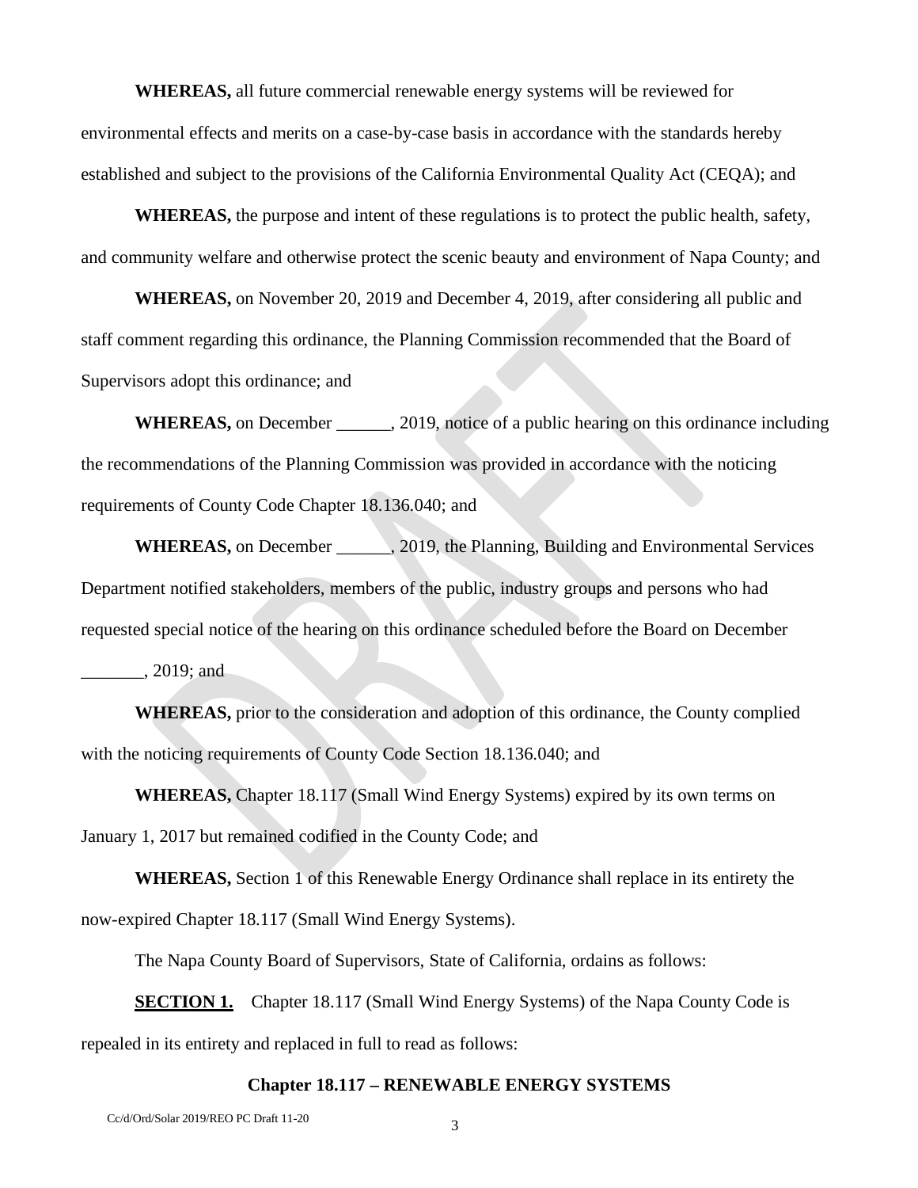**WHEREAS,** all future commercial renewable energy systems will be reviewed for environmental effects and merits on a case-by-case basis in accordance with the standards hereby established and subject to the provisions of the California Environmental Quality Act (CEQA); and

**WHEREAS,** the purpose and intent of these regulations is to protect the public health, safety, and community welfare and otherwise protect the scenic beauty and environment of Napa County; and

**WHEREAS,** on November 20, 2019 and December 4, 2019, after considering all public and staff comment regarding this ordinance, the Planning Commission recommended that the Board of Supervisors adopt this ordinance; and

**WHEREAS,** on December ______, 2019, notice of a public hearing on this ordinance including the recommendations of the Planning Commission was provided in accordance with the noticing requirements of County Code Chapter 18.136.040; and

**WHEREAS,** on December ______, 2019, the Planning, Building and Environmental Services Department notified stakeholders, members of the public, industry groups and persons who had requested special notice of the hearing on this ordinance scheduled before the Board on December _______, 2019; and

**WHEREAS,** prior to the consideration and adoption of this ordinance, the County complied with the noticing requirements of County Code Section 18.136.040; and

**WHEREAS,** Chapter 18.117 (Small Wind Energy Systems) expired by its own terms on January 1, 2017 but remained codified in the County Code; and

**WHEREAS,** Section 1 of this Renewable Energy Ordinance shall replace in its entirety the now-expired Chapter 18.117 (Small Wind Energy Systems).

The Napa County Board of Supervisors, State of California, ordains as follows:

**SECTION 1.** Chapter 18.117 (Small Wind Energy Systems) of the Napa County Code is repealed in its entirety and replaced in full to read as follows:

**Chapter 18.117 – RENEWABLE ENERGY SYSTEMS**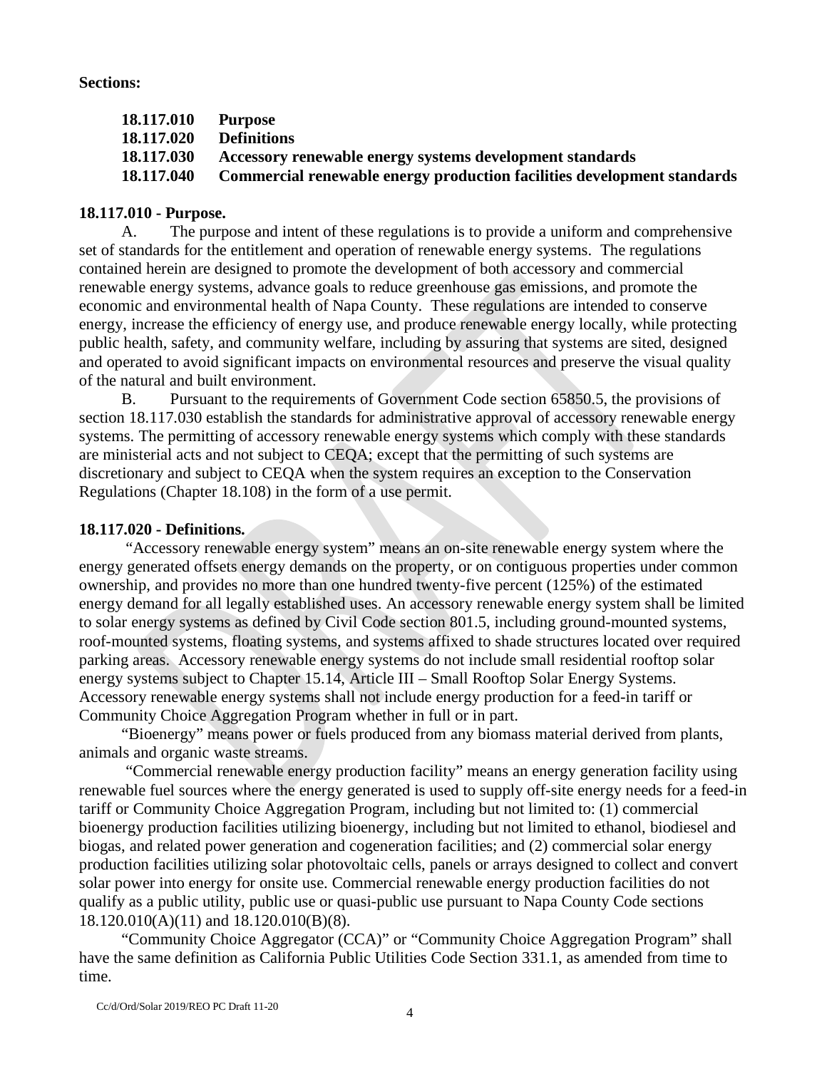**Sections:**

**18.117.010 Purpose**
**18.117.020 Definitions**
**18.117.030 Accessory renewable energy systems development standards**
**18.117.040 Commercial renewable energy production facilities development standards**

**18.117.010 - Purpose.**

A. The purpose and intent of these regulations is to provide a uniform and comprehensive set of standards for the entitlement and operation of renewable energy systems. The regulations contained herein are designed to promote the development of both accessory and commercial renewable energy systems, advance goals to reduce greenhouse gas emissions, and promote the economic and environmental health of Napa County. These regulations are intended to conserve energy, increase the efficiency of energy use, and produce renewable energy locally, while protecting public health, safety, and community welfare, including by assuring that systems are sited, designed and operated to avoid significant impacts on environmental resources and preserve the visual quality of the natural and built environment.

B. Pursuant to the requirements of Government Code section 65850.5, the provisions of section 18.117.030 establish the standards for administrative approval of accessory renewable energy systems. The permitting of accessory renewable energy systems which comply with these standards are ministerial acts and not subject to CEQA; except that the permitting of such systems are discretionary and subject to CEQA when the system requires an exception to the Conservation Regulations (Chapter 18.108) in the form of a use permit.

**18.117.020 - Definitions.**

"Accessory renewable energy system" means an on-site renewable energy system where the energy generated offsets energy demands on the property, or on contiguous properties under common ownership, and provides no more than one hundred twenty-five percent (125%) of the estimated energy demand for all legally established uses. An accessory renewable energy system shall be limited to solar energy systems as defined by Civil Code section 801.5, including ground-mounted systems, roof-mounted systems, floating systems, and systems affixed to shade structures located over required parking areas. Accessory renewable energy systems do not include small residential rooftop solar energy systems subject to Chapter 15.14, Article III – Small Rooftop Solar Energy Systems. Accessory renewable energy systems shall not include energy production for a feed-in tariff or Community Choice Aggregation Program whether in full or in part.

"Bioenergy" means power or fuels produced from any biomass material derived from plants, animals and organic waste streams.

"Commercial renewable energy production facility" means an energy generation facility using renewable fuel sources where the energy generated is used to supply off-site energy needs for a feed-in tariff or Community Choice Aggregation Program, including but not limited to: (1) commercial bioenergy production facilities utilizing bioenergy, including but not limited to ethanol, biodiesel and biogas, and related power generation and cogeneration facilities; and (2) commercial solar energy production facilities utilizing solar photovoltaic cells, panels or arrays designed to collect and convert solar power into energy for onsite use. Commercial renewable energy production facilities do not qualify as a public utility, public use or quasi-public use pursuant to Napa County Code sections 18.120.010(A)(11) and 18.120.010(B)(8).

"Community Choice Aggregator (CCA)" or "Community Choice Aggregation Program" shall have the same definition as California Public Utilities Code Section 331.1, as amended from time to time.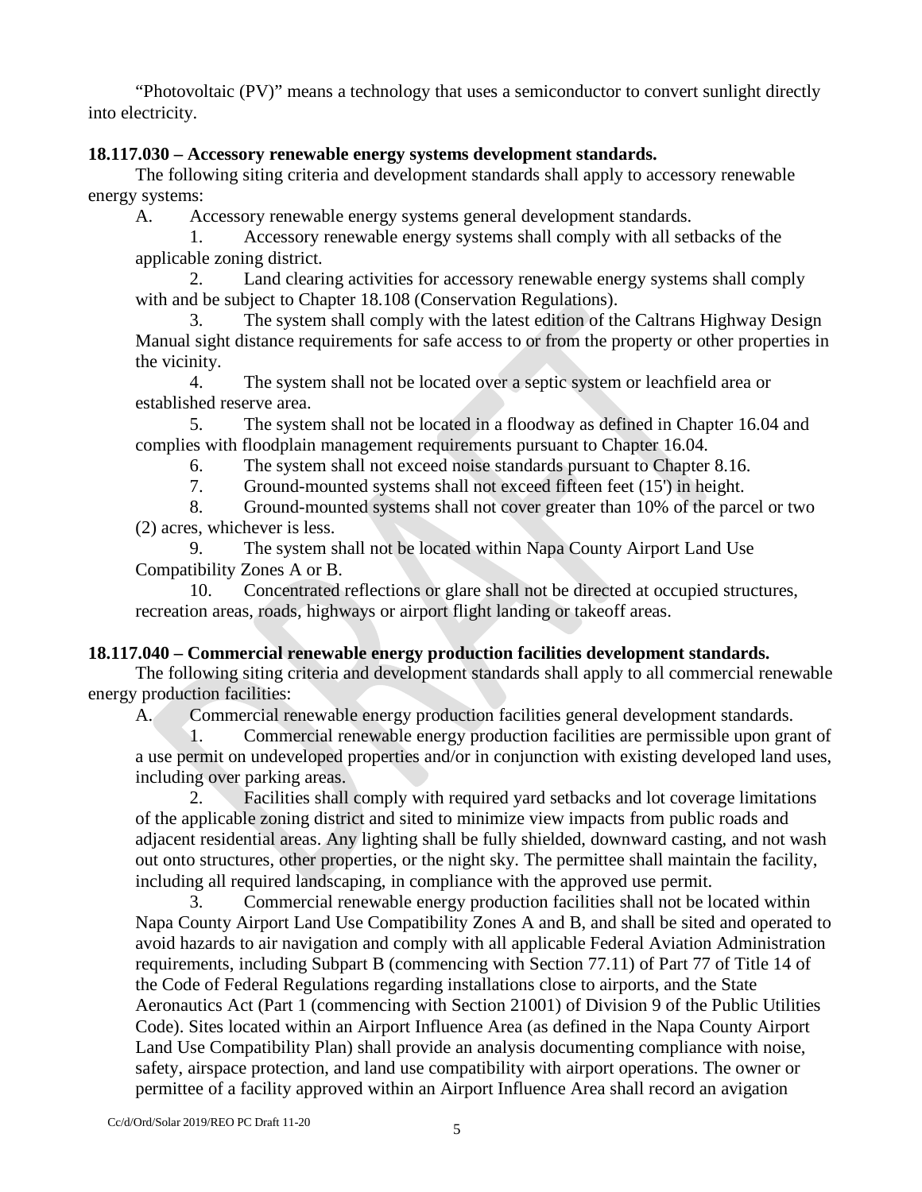"Photovoltaic (PV)" means a technology that uses a semiconductor to convert sunlight directly into electricity.

**18.117.030 – Accessory renewable energy systems development standards.**

The following siting criteria and development standards shall apply to accessory renewable energy systems:

A. Accessory renewable energy systems general development standards.

1. Accessory renewable energy systems shall comply with all setbacks of the applicable zoning district.

2. Land clearing activities for accessory renewable energy systems shall comply with and be subject to Chapter 18.108 (Conservation Regulations).

3. The system shall comply with the latest edition of the Caltrans Highway Design Manual sight distance requirements for safe access to or from the property or other properties in the vicinity.

4. The system shall not be located over a septic system or leachfield area or established reserve area.

5. The system shall not be located in a floodway as defined in Chapter 16.04 and complies with floodplain management requirements pursuant to Chapter 16.04.

6. The system shall not exceed noise standards pursuant to Chapter 8.16.

7. Ground-mounted systems shall not exceed fifteen feet (15') in height.

8. Ground-mounted systems shall not cover greater than 10% of the parcel or two (2) acres, whichever is less.

9. The system shall not be located within Napa County Airport Land Use Compatibility Zones A or B.

10. Concentrated reflections or glare shall not be directed at occupied structures, recreation areas, roads, highways or airport flight landing or takeoff areas.

**18.117.040 – Commercial renewable energy production facilities development standards.**

The following siting criteria and development standards shall apply to all commercial renewable energy production facilities:

A. Commercial renewable energy production facilities general development standards.

1. Commercial renewable energy production facilities are permissible upon grant of a use permit on undeveloped properties and/or in conjunction with existing developed land uses, including over parking areas.

2. Facilities shall comply with required yard setbacks and lot coverage limitations of the applicable zoning district and sited to minimize view impacts from public roads and adjacent residential areas. Any lighting shall be fully shielded, downward casting, and not wash out onto structures, other properties, or the night sky. The permittee shall maintain the facility, including all required landscaping, in compliance with the approved use permit.

3. Commercial renewable energy production facilities shall not be located within Napa County Airport Land Use Compatibility Zones A and B, and shall be sited and operated to avoid hazards to air navigation and comply with all applicable Federal Aviation Administration requirements, including Subpart B (commencing with Section 77.11) of Part 77 of Title 14 of the Code of Federal Regulations regarding installations close to airports, and the State Aeronautics Act (Part 1 (commencing with Section 21001) of Division 9 of the Public Utilities Code). Sites located within an Airport Influence Area (as defined in the Napa County Airport Land Use Compatibility Plan) shall provide an analysis documenting compliance with noise, safety, airspace protection, and land use compatibility with airport operations. The owner or permittee of a facility approved within an Airport Influence Area shall record an avigation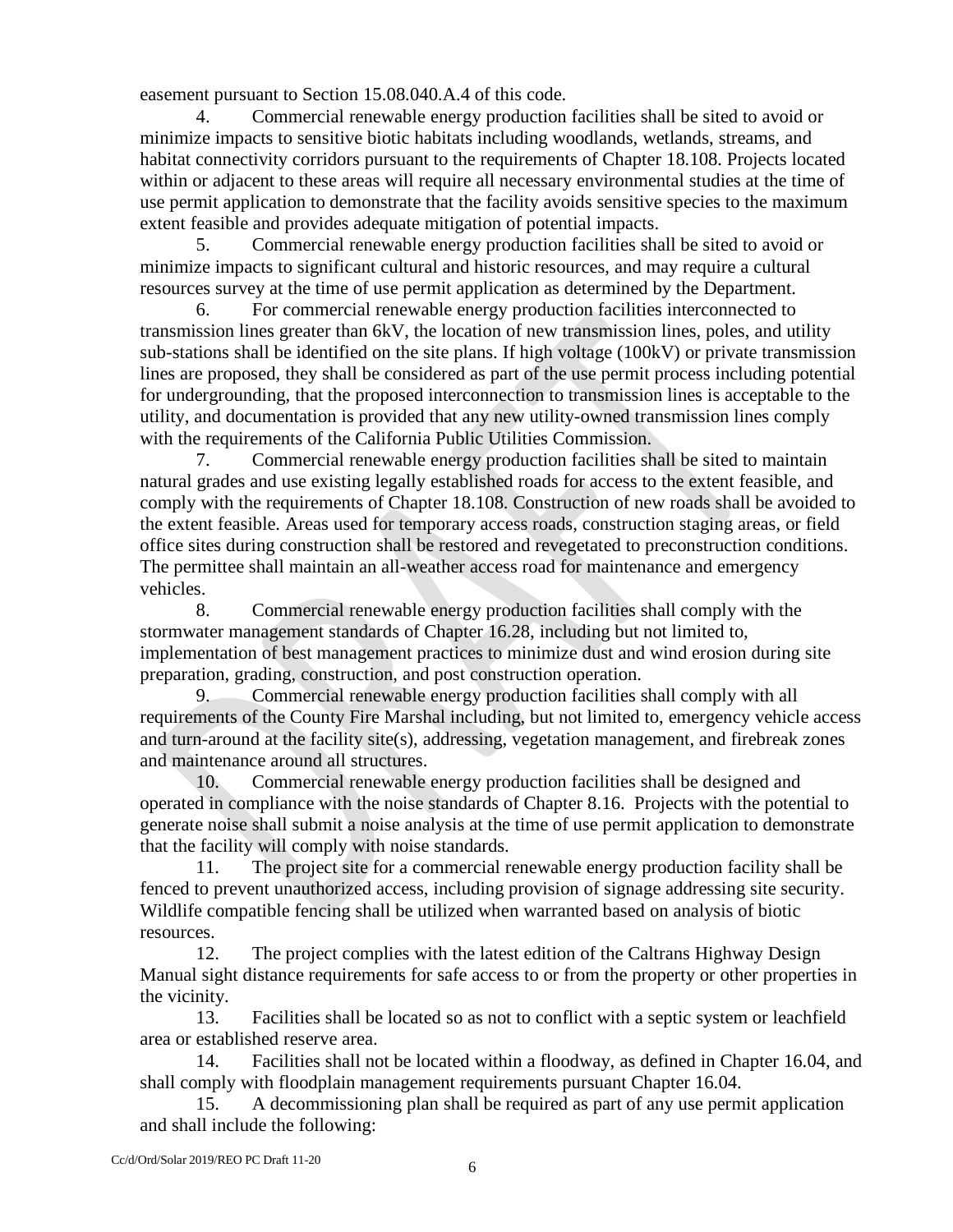easement pursuant to Section 15.08.040.A.4 of this code.

4. Commercial renewable energy production facilities shall be sited to avoid or minimize impacts to sensitive biotic habitats including woodlands, wetlands, streams, and habitat connectivity corridors pursuant to the requirements of Chapter 18.108. Projects located within or adjacent to these areas will require all necessary environmental studies at the time of use permit application to demonstrate that the facility avoids sensitive species to the maximum extent feasible and provides adequate mitigation of potential impacts.

5. Commercial renewable energy production facilities shall be sited to avoid or minimize impacts to significant cultural and historic resources, and may require a cultural resources survey at the time of use permit application as determined by the Department.

6. For commercial renewable energy production facilities interconnected to transmission lines greater than 6kV, the location of new transmission lines, poles, and utility sub-stations shall be identified on the site plans. If high voltage (100kV) or private transmission lines are proposed, they shall be considered as part of the use permit process including potential for undergrounding, that the proposed interconnection to transmission lines is acceptable to the utility, and documentation is provided that any new utility-owned transmission lines comply with the requirements of the California Public Utilities Commission.

7. Commercial renewable energy production facilities shall be sited to maintain natural grades and use existing legally established roads for access to the extent feasible, and comply with the requirements of Chapter 18.108. Construction of new roads shall be avoided to the extent feasible. Areas used for temporary access roads, construction staging areas, or field office sites during construction shall be restored and revegetated to preconstruction conditions. The permittee shall maintain an all-weather access road for maintenance and emergency vehicles.

8. Commercial renewable energy production facilities shall comply with the stormwater management standards of Chapter 16.28, including but not limited to, implementation of best management practices to minimize dust and wind erosion during site preparation, grading, construction, and post construction operation.

9. Commercial renewable energy production facilities shall comply with all requirements of the County Fire Marshal including, but not limited to, emergency vehicle access and turn-around at the facility site(s), addressing, vegetation management, and firebreak zones and maintenance around all structures.

10. Commercial renewable energy production facilities shall be designed and operated in compliance with the noise standards of Chapter 8.16. Projects with the potential to generate noise shall submit a noise analysis at the time of use permit application to demonstrate that the facility will comply with noise standards.

11. The project site for a commercial renewable energy production facility shall be fenced to prevent unauthorized access, including provision of signage addressing site security. Wildlife compatible fencing shall be utilized when warranted based on analysis of biotic resources.

12. The project complies with the latest edition of the Caltrans Highway Design Manual sight distance requirements for safe access to or from the property or other properties in the vicinity.

13. Facilities shall be located so as not to conflict with a septic system or leachfield area or established reserve area.

14. Facilities shall not be located within a floodway, as defined in Chapter 16.04, and shall comply with floodplain management requirements pursuant Chapter 16.04.

15. A decommissioning plan shall be required as part of any use permit application and shall include the following: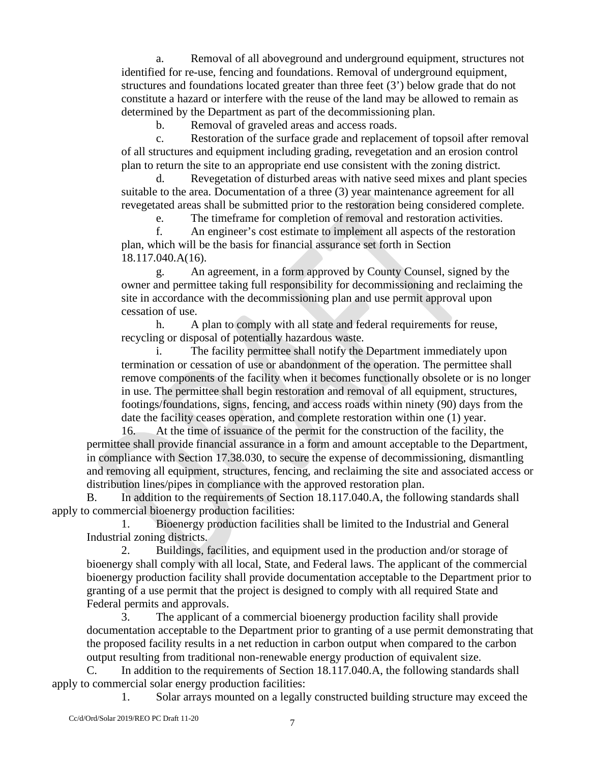a. Removal of all aboveground and underground equipment, structures not identified for re-use, fencing and foundations. Removal of underground equipment, structures and foundations located greater than three feet (3') below grade that do not constitute a hazard or interfere with the reuse of the land may be allowed to remain as determined by the Department as part of the decommissioning plan.

b. Removal of graveled areas and access roads.

c. Restoration of the surface grade and replacement of topsoil after removal of all structures and equipment including grading, revegetation and an erosion control plan to return the site to an appropriate end use consistent with the zoning district.

d. Revegetation of disturbed areas with native seed mixes and plant species suitable to the area. Documentation of a three (3) year maintenance agreement for all revegetated areas shall be submitted prior to the restoration being considered complete.

e. The timeframe for completion of removal and restoration activities.

f. An engineer's cost estimate to implement all aspects of the restoration plan, which will be the basis for financial assurance set forth in Section 18.117.040.A(16).

g. An agreement, in a form approved by County Counsel, signed by the owner and permittee taking full responsibility for decommissioning and reclaiming the site in accordance with the decommissioning plan and use permit approval upon cessation of use.

h. A plan to comply with all state and federal requirements for reuse, recycling or disposal of potentially hazardous waste.

i. The facility permittee shall notify the Department immediately upon termination or cessation of use or abandonment of the operation. The permittee shall remove components of the facility when it becomes functionally obsolete or is no longer in use. The permittee shall begin restoration and removal of all equipment, structures, footings/foundations, signs, fencing, and access roads within ninety (90) days from the date the facility ceases operation, and complete restoration within one (1) year.

16. At the time of issuance of the permit for the construction of the facility, the permittee shall provide financial assurance in a form and amount acceptable to the Department, in compliance with Section 17.38.030, to secure the expense of decommissioning, dismantling and removing all equipment, structures, fencing, and reclaiming the site and associated access or distribution lines/pipes in compliance with the approved restoration plan.

B. In addition to the requirements of Section 18.117.040.A, the following standards shall apply to commercial bioenergy production facilities:

1. Bioenergy production facilities shall be limited to the Industrial and General Industrial zoning districts.

2. Buildings, facilities, and equipment used in the production and/or storage of bioenergy shall comply with all local, State, and Federal laws. The applicant of the commercial bioenergy production facility shall provide documentation acceptable to the Department prior to granting of a use permit that the project is designed to comply with all required State and Federal permits and approvals.

3. The applicant of a commercial bioenergy production facility shall provide documentation acceptable to the Department prior to granting of a use permit demonstrating that the proposed facility results in a net reduction in carbon output when compared to the carbon output resulting from traditional non-renewable energy production of equivalent size.

C. In addition to the requirements of Section 18.117.040.A, the following standards shall apply to commercial solar energy production facilities:

1. Solar arrays mounted on a legally constructed building structure may exceed the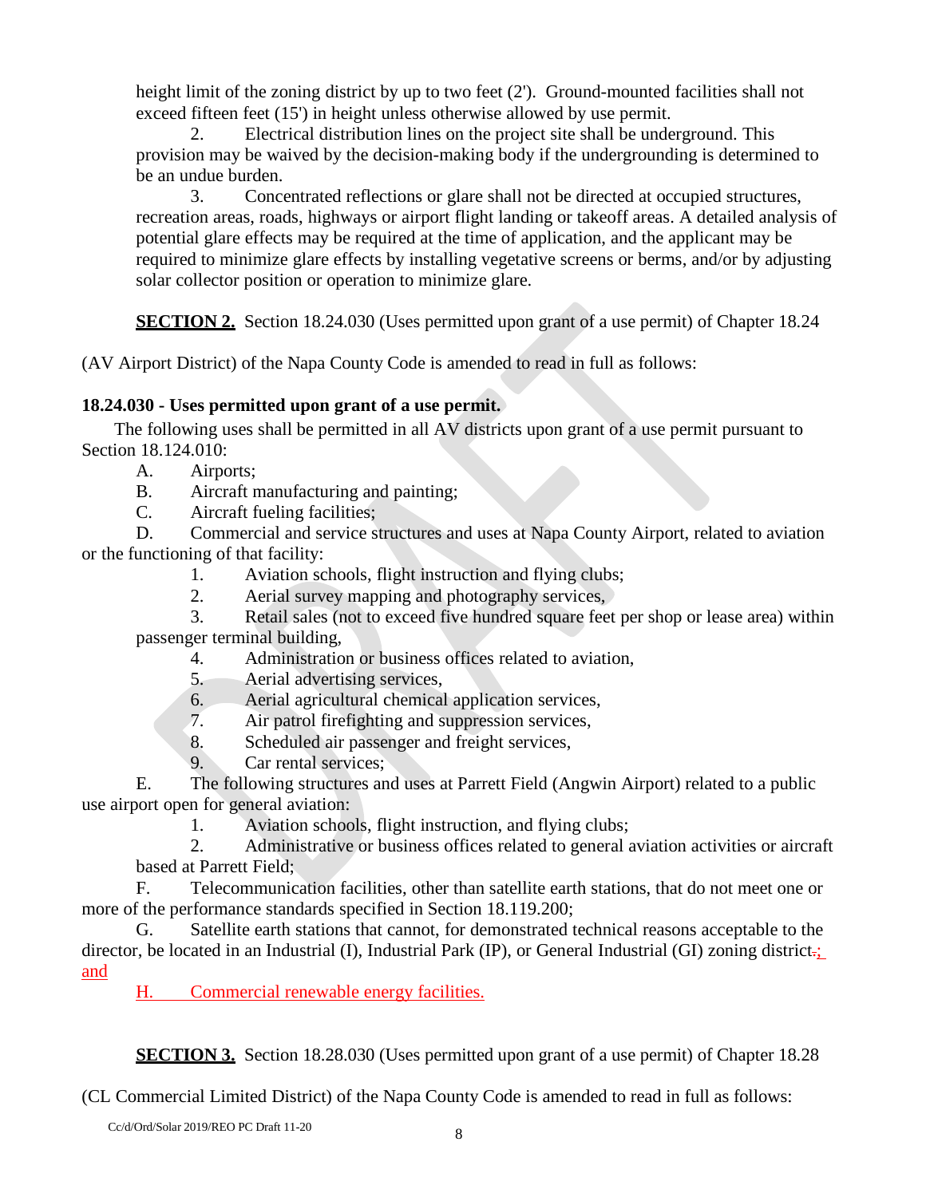height limit of the zoning district by up to two feet (2'). Ground-mounted facilities shall not exceed fifteen feet (15') in height unless otherwise allowed by use permit.

2. Electrical distribution lines on the project site shall be underground. This provision may be waived by the decision-making body if the undergrounding is determined to be an undue burden.

3. Concentrated reflections or glare shall not be directed at occupied structures, recreation areas, roads, highways or airport flight landing or takeoff areas. A detailed analysis of potential glare effects may be required at the time of application, and the applicant may be required to minimize glare effects by installing vegetative screens or berms, and/or by adjusting solar collector position or operation to minimize glare.

**SECTION 2.** Section 18.24.030 (Uses permitted upon grant of a use permit) of Chapter 18.24 (AV Airport District) of the Napa County Code is amended to read in full as follows:

**18.24.030 - Uses permitted upon grant of a use permit.**

The following uses shall be permitted in all AV districts upon grant of a use permit pursuant to Section 18.124.010:

A. Airports;

B. Aircraft manufacturing and painting;

C. Aircraft fueling facilities;

D. Commercial and service structures and uses at Napa County Airport, related to aviation or the functioning of that facility:

1. Aviation schools, flight instruction and flying clubs;
2. Aerial survey mapping and photography services,
3. Retail sales (not to exceed five hundred square feet per shop or lease area) within passenger terminal building,
4. Administration or business offices related to aviation,
5. Aerial advertising services,
6. Aerial agricultural chemical application services,
7. Air patrol firefighting and suppression services,
8. Scheduled air passenger and freight services,
9. Car rental services;

E. The following structures and uses at Parrett Field (Angwin Airport) related to a public use airport open for general aviation:

1. Aviation schools, flight instruction, and flying clubs;
2. Administrative or business offices related to general aviation activities or aircraft based at Parrett Field;

F. Telecommunication facilities, other than satellite earth stations, that do not meet one or more of the performance standards specified in Section 18.119.200;

G. Satellite earth stations that cannot, for demonstrated technical reasons acceptable to the director, be located in an Industrial (I), Industrial Park (IP), or General Industrial (GI) zoning district~~.~~; and

H. Commercial renewable energy facilities.

**SECTION 3.** Section 18.28.030 (Uses permitted upon grant of a use permit) of Chapter 18.28 (CL Commercial Limited District) of the Napa County Code is amended to read in full as follows:

Cc/d/Ord/Solar 2019/REO PC Draft 11-20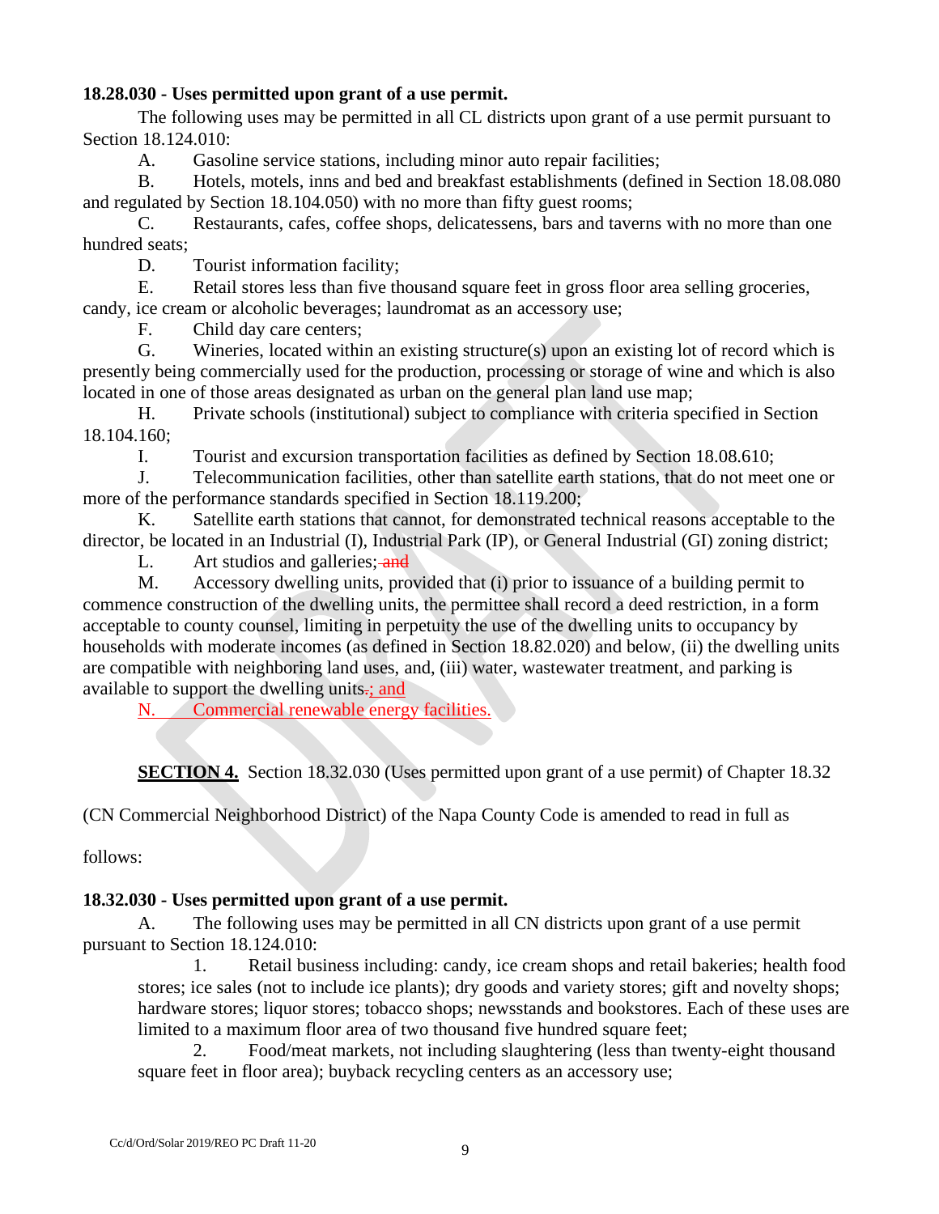**18.28.030 - Uses permitted upon grant of a use permit.**

The following uses may be permitted in all CL districts upon grant of a use permit pursuant to Section 18.124.010:

A. Gasoline service stations, including minor auto repair facilities;

B. Hotels, motels, inns and bed and breakfast establishments (defined in Section 18.08.080 and regulated by Section 18.104.050) with no more than fifty guest rooms;

C. Restaurants, cafes, coffee shops, delicatessens, bars and taverns with no more than one hundred seats;

D. Tourist information facility;

E. Retail stores less than five thousand square feet in gross floor area selling groceries, candy, ice cream or alcoholic beverages; laundromat as an accessory use;

F. Child day care centers;

G. Wineries, located within an existing structure(s) upon an existing lot of record which is presently being commercially used for the production, processing or storage of wine and which is also located in one of those areas designated as urban on the general plan land use map;

H. Private schools (institutional) subject to compliance with criteria specified in Section 18.104.160;

I. Tourist and excursion transportation facilities as defined by Section 18.08.610;

J. Telecommunication facilities, other than satellite earth stations, that do not meet one or more of the performance standards specified in Section 18.119.200;

K. Satellite earth stations that cannot, for demonstrated technical reasons acceptable to the director, be located in an Industrial (I), Industrial Park (IP), or General Industrial (GI) zoning district;

L. Art studios and galleries; ~~and~~

M. Accessory dwelling units, provided that (i) prior to issuance of a building permit to commence construction of the dwelling units, the permittee shall record a deed restriction, in a form acceptable to county counsel, limiting in perpetuity the use of the dwelling units to occupancy by households with moderate incomes (as defined in Section 18.82.020) and below, (ii) the dwelling units are compatible with neighboring land uses, and, (iii) water, wastewater treatment, and parking is available to support the dwelling units~~.~~; and

N. Commercial renewable energy facilities.

**SECTION 4.** Section 18.32.030 (Uses permitted upon grant of a use permit) of Chapter 18.32 (CN Commercial Neighborhood District) of the Napa County Code is amended to read in full as follows:

**18.32.030 - Uses permitted upon grant of a use permit.**

A. The following uses may be permitted in all CN districts upon grant of a use permit pursuant to Section 18.124.010:

1. Retail business including: candy, ice cream shops and retail bakeries; health food stores; ice sales (not to include ice plants); dry goods and variety stores; gift and novelty shops; hardware stores; liquor stores; tobacco shops; newsstands and bookstores. Each of these uses are limited to a maximum floor area of two thousand five hundred square feet;

2. Food/meat markets, not including slaughtering (less than twenty-eight thousand square feet in floor area); buyback recycling centers as an accessory use;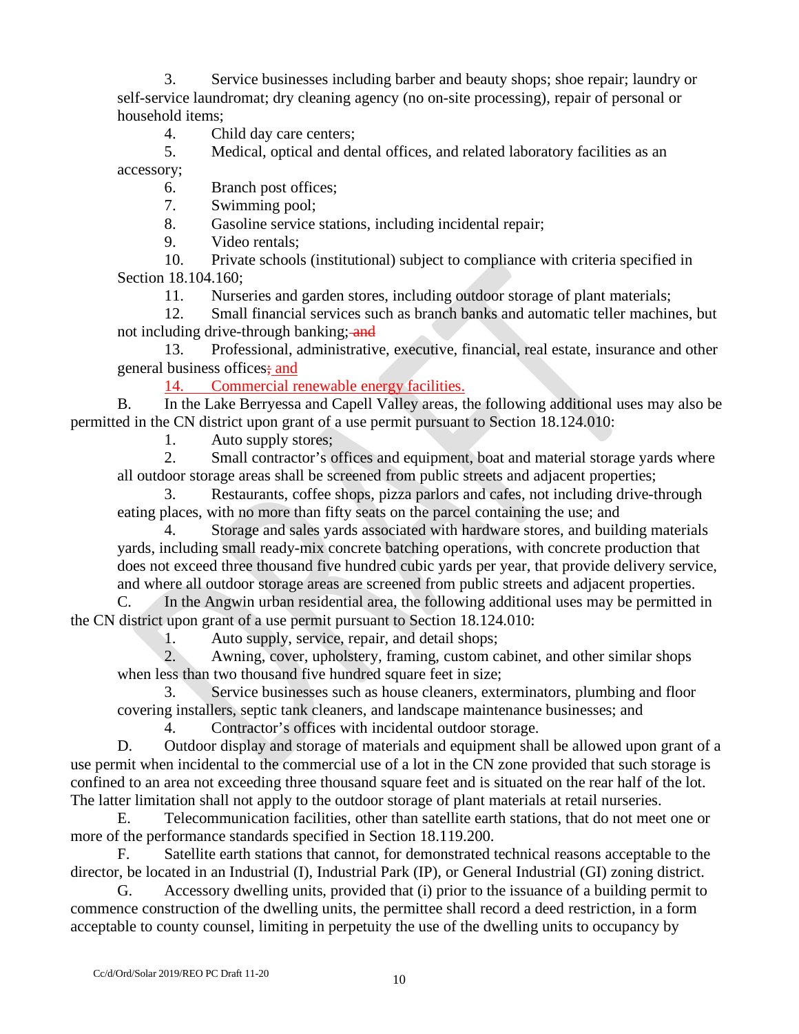3. Service businesses including barber and beauty shops; shoe repair; laundry or self-service laundromat; dry cleaning agency (no on-site processing), repair of personal or household items;

4. Child day care centers;

5. Medical, optical and dental offices, and related laboratory facilities as an accessory;

6. Branch post offices;

7. Swimming pool;

8. Gasoline service stations, including incidental repair;

9. Video rentals;

10. Private schools (institutional) subject to compliance with criteria specified in Section 18.104.160;

11. Nurseries and garden stores, including outdoor storage of plant materials;

12. Small financial services such as branch banks and automatic teller machines, but not including drive-through banking; ~~and~~

13. Professional, administrative, executive, financial, real estate, insurance and other general business offices~~;~~ <u>; and</u>

<u>14. Commercial renewable energy facilities.</u>

B. In the Lake Berryessa and Capell Valley areas, the following additional uses may also be permitted in the CN district upon grant of a use permit pursuant to Section 18.124.010:

1. Auto supply stores;

2. Small contractor's offices and equipment, boat and material storage yards where all outdoor storage areas shall be screened from public streets and adjacent properties;

3. Restaurants, coffee shops, pizza parlors and cafes, not including drive-through eating places, with no more than fifty seats on the parcel containing the use; and

4. Storage and sales yards associated with hardware stores, and building materials yards, including small ready-mix concrete batching operations, with concrete production that does not exceed three thousand five hundred cubic yards per year, that provide delivery service, and where all outdoor storage areas are screened from public streets and adjacent properties.

C. In the Angwin urban residential area, the following additional uses may be permitted in the CN district upon grant of a use permit pursuant to Section 18.124.010:

1. Auto supply, service, repair, and detail shops;

2. Awning, cover, upholstery, framing, custom cabinet, and other similar shops when less than two thousand five hundred square feet in size;

3. Service businesses such as house cleaners, exterminators, plumbing and floor covering installers, septic tank cleaners, and landscape maintenance businesses; and

4. Contractor's offices with incidental outdoor storage.

D. Outdoor display and storage of materials and equipment shall be allowed upon grant of a use permit when incidental to the commercial use of a lot in the CN zone provided that such storage is confined to an area not exceeding three thousand square feet and is situated on the rear half of the lot. The latter limitation shall not apply to the outdoor storage of plant materials at retail nurseries.

E. Telecommunication facilities, other than satellite earth stations, that do not meet one or more of the performance standards specified in Section 18.119.200.

F. Satellite earth stations that cannot, for demonstrated technical reasons acceptable to the director, be located in an Industrial (I), Industrial Park (IP), or General Industrial (GI) zoning district.

G. Accessory dwelling units, provided that (i) prior to the issuance of a building permit to commence construction of the dwelling units, the permittee shall record a deed restriction, in a form acceptable to county counsel, limiting in perpetuity the use of the dwelling units to occupancy by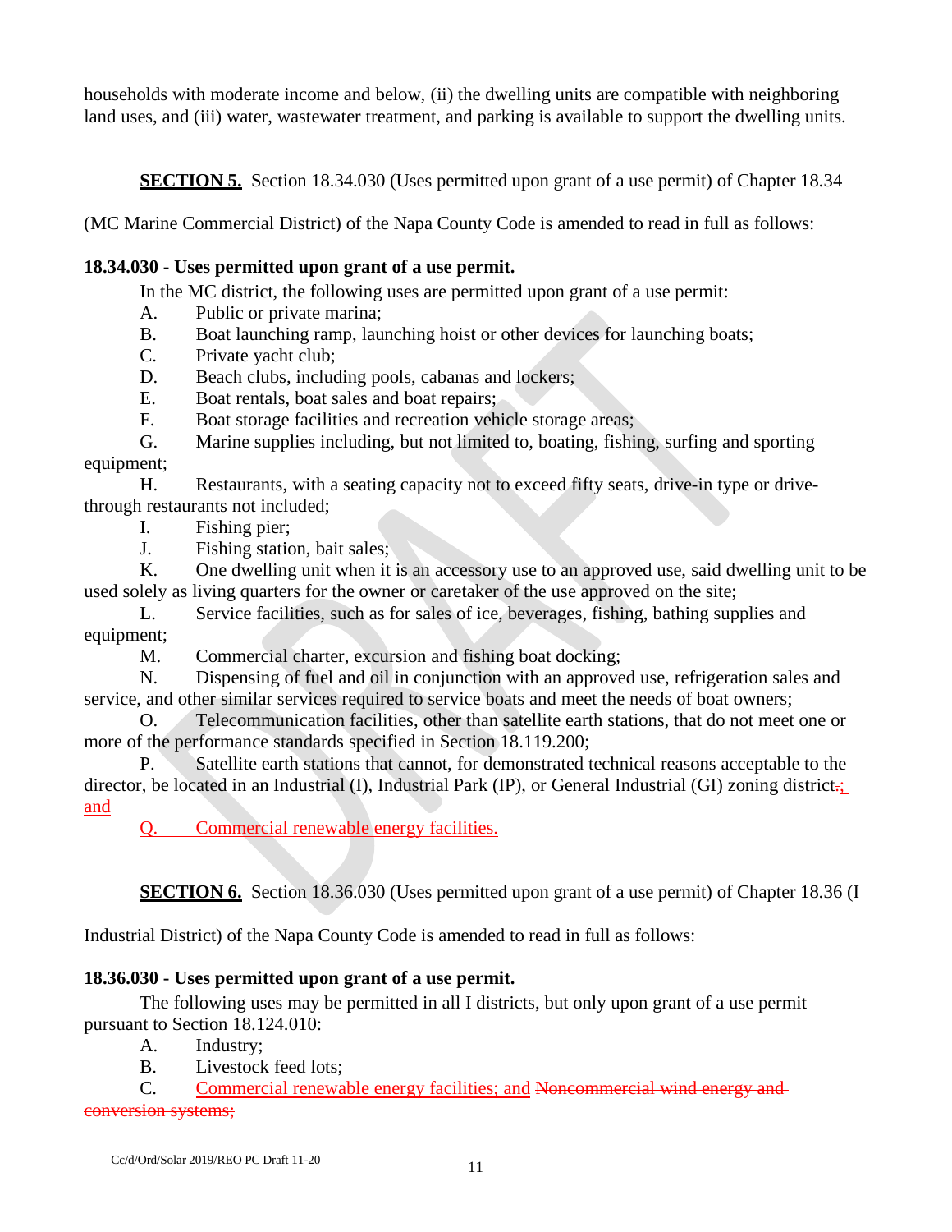households with moderate income and below, (ii) the dwelling units are compatible with neighboring land uses, and (iii) water, wastewater treatment, and parking is available to support the dwelling units.

**SECTION 5.** Section 18.34.030 (Uses permitted upon grant of a use permit) of Chapter 18.34 (MC Marine Commercial District) of the Napa County Code is amended to read in full as follows:

**18.34.030 - Uses permitted upon grant of a use permit.**

In the MC district, the following uses are permitted upon grant of a use permit:

A. Public or private marina;

B. Boat launching ramp, launching hoist or other devices for launching boats;

C. Private yacht club;

D. Beach clubs, including pools, cabanas and lockers;

E. Boat rentals, boat sales and boat repairs;

F. Boat storage facilities and recreation vehicle storage areas;

G. Marine supplies including, but not limited to, boating, fishing, surfing and sporting equipment;

H. Restaurants, with a seating capacity not to exceed fifty seats, drive-in type or drive-through restaurants not included;

I. Fishing pier;

J. Fishing station, bait sales;

K. One dwelling unit when it is an accessory use to an approved use, said dwelling unit to be used solely as living quarters for the owner or caretaker of the use approved on the site;

L. Service facilities, such as for sales of ice, beverages, fishing, bathing supplies and equipment;

M. Commercial charter, excursion and fishing boat docking;

N. Dispensing of fuel and oil in conjunction with an approved use, refrigeration sales and service, and other similar services required to service boats and meet the needs of boat owners;

O. Telecommunication facilities, other than satellite earth stations, that do not meet one or more of the performance standards specified in Section 18.119.200;

P. Satellite earth stations that cannot, for demonstrated technical reasons acceptable to the director, be located in an Industrial (I), Industrial Park (IP), or General Industrial (GI) zoning district~~.~~; and

Q. Commercial renewable energy facilities.

**SECTION 6.** Section 18.36.030 (Uses permitted upon grant of a use permit) of Chapter 18.36 (I Industrial District) of the Napa County Code is amended to read in full as follows:

**18.36.030 - Uses permitted upon grant of a use permit.**

The following uses may be permitted in all I districts, but only upon grant of a use permit pursuant to Section 18.124.010:

A. Industry;

B. Livestock feed lots;

C. Commercial renewable energy facilities; and ~~Noncommercial wind energy and conversion systems;~~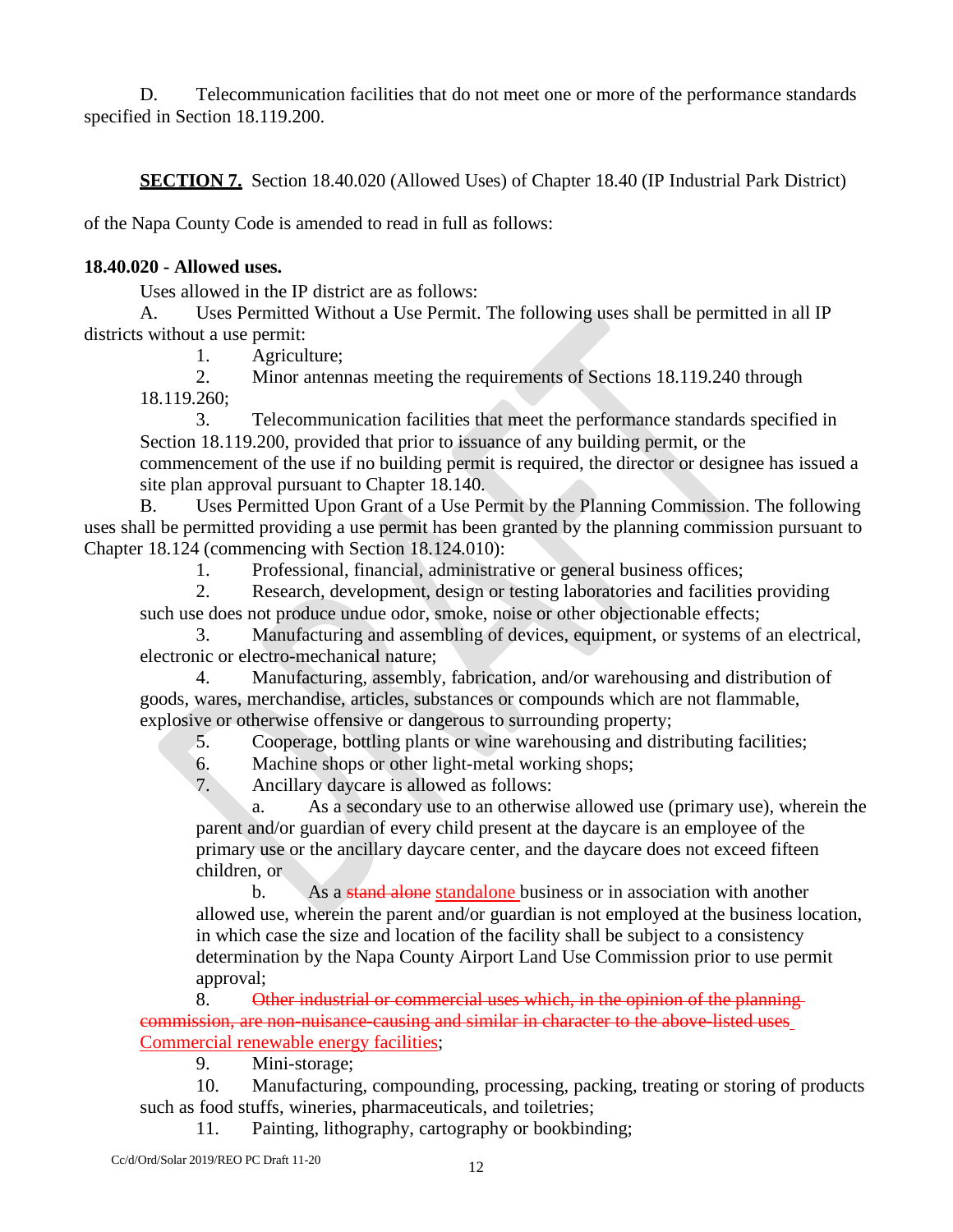D. Telecommunication facilities that do not meet one or more of the performance standards specified in Section 18.119.200.

**SECTION 7.** Section 18.40.020 (Allowed Uses) of Chapter 18.40 (IP Industrial Park District) of the Napa County Code is amended to read in full as follows:

**18.40.020 - Allowed uses.**

Uses allowed in the IP district are as follows:

A. Uses Permitted Without a Use Permit. The following uses shall be permitted in all IP districts without a use permit:

1. Agriculture;
2. Minor antennas meeting the requirements of Sections 18.119.240 through 18.119.260;
3. Telecommunication facilities that meet the performance standards specified in Section 18.119.200, provided that prior to issuance of any building permit, or the commencement of the use if no building permit is required, the director or designee has issued a site plan approval pursuant to Chapter 18.140.

B. Uses Permitted Upon Grant of a Use Permit by the Planning Commission. The following uses shall be permitted providing a use permit has been granted by the planning commission pursuant to Chapter 18.124 (commencing with Section 18.124.010):

1. Professional, financial, administrative or general business offices;
2. Research, development, design or testing laboratories and facilities providing such use does not produce undue odor, smoke, noise or other objectionable effects;
3. Manufacturing and assembling of devices, equipment, or systems of an electrical, electronic or electro-mechanical nature;
4. Manufacturing, assembly, fabrication, and/or warehousing and distribution of goods, wares, merchandise, articles, substances or compounds which are not flammable, explosive or otherwise offensive or dangerous to surrounding property;
5. Cooperage, bottling plants or wine warehousing and distributing facilities;
6. Machine shops or other light-metal working shops;
7. Ancillary daycare is allowed as follows:
   a. As a secondary use to an otherwise allowed use (primary use), wherein the parent and/or guardian of every child present at the daycare is an employee of the primary use or the ancillary daycare center, and the daycare does not exceed fifteen children, or
   b. As a ~~stand alone~~ <u>standalone</u> business or in association with another allowed use, wherein the parent and/or guardian is not employed at the business location, in which case the size and location of the facility shall be subject to a consistency determination by the Napa County Airport Land Use Commission prior to use permit approval;
8. ~~Other industrial or commercial uses which, in the opinion of the planning commission, are non-nuisance-causing and similar in character to the above-listed uses~~ <u>Commercial renewable energy facilities</u>;
9. Mini-storage;
10. Manufacturing, compounding, processing, packing, treating or storing of products such as food stuffs, wineries, pharmaceuticals, and toiletries;
11. Painting, lithography, cartography or bookbinding;

Cc/d/Ord/Solar 2019/REO PC Draft 11-20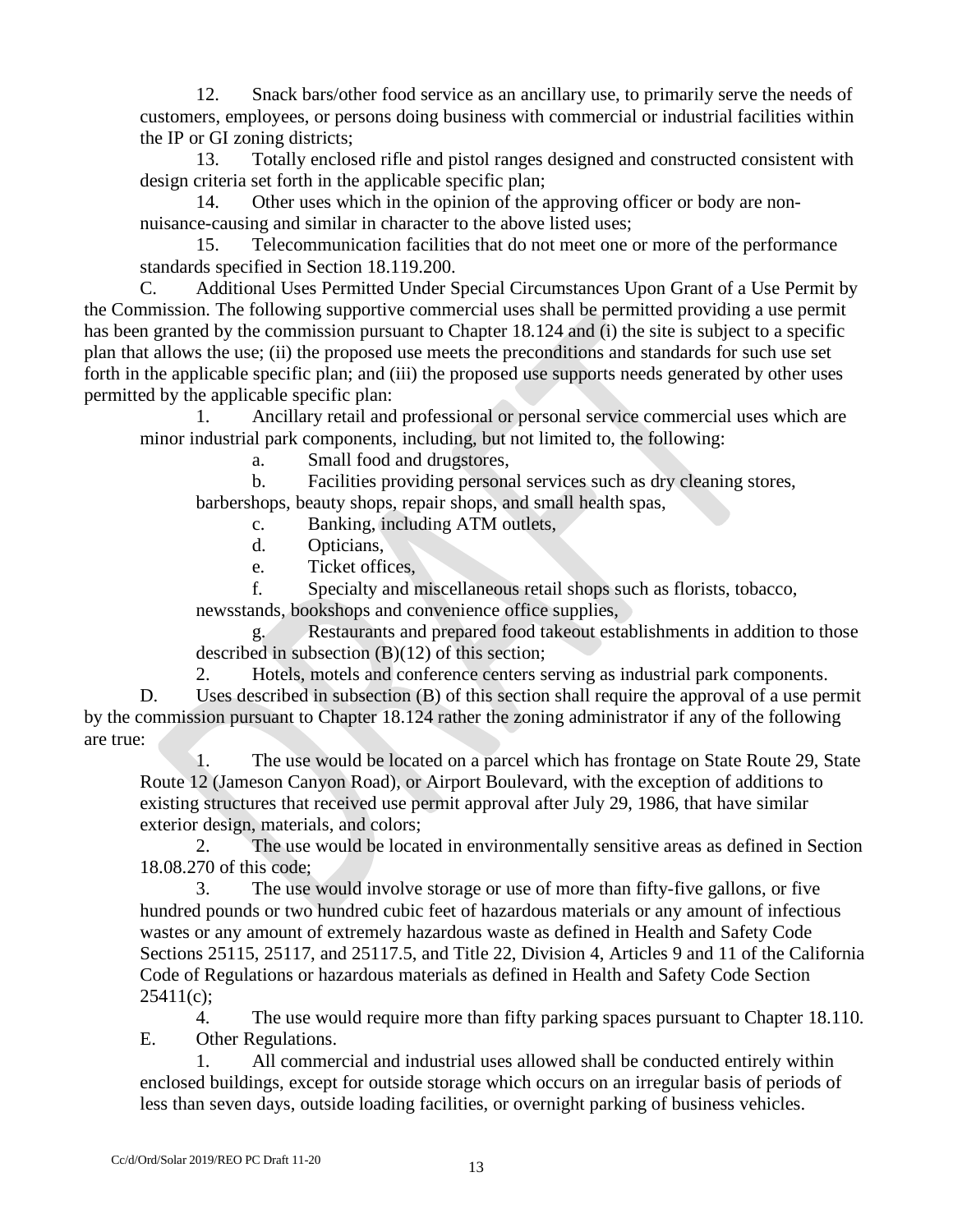12. Snack bars/other food service as an ancillary use, to primarily serve the needs of customers, employees, or persons doing business with commercial or industrial facilities within the IP or GI zoning districts;

13. Totally enclosed rifle and pistol ranges designed and constructed consistent with design criteria set forth in the applicable specific plan;

14. Other uses which in the opinion of the approving officer or body are non-nuisance-causing and similar in character to the above listed uses;

15. Telecommunication facilities that do not meet one or more of the performance standards specified in Section 18.119.200.

C. Additional Uses Permitted Under Special Circumstances Upon Grant of a Use Permit by the Commission. The following supportive commercial uses shall be permitted providing a use permit has been granted by the commission pursuant to Chapter 18.124 and (i) the site is subject to a specific plan that allows the use; (ii) the proposed use meets the preconditions and standards for such use set forth in the applicable specific plan; and (iii) the proposed use supports needs generated by other uses permitted by the applicable specific plan:

1. Ancillary retail and professional or personal service commercial uses which are minor industrial park components, including, but not limited to, the following:

   a. Small food and drugstores,

   b. Facilities providing personal services such as dry cleaning stores, barbershops, beauty shops, repair shops, and small health spas,

   c. Banking, including ATM outlets,

   d. Opticians,

   e. Ticket offices,

   f. Specialty and miscellaneous retail shops such as florists, tobacco, newsstands, bookshops and convenience office supplies,

   g. Restaurants and prepared food takeout establishments in addition to those described in subsection (B)(12) of this section;

2. Hotels, motels and conference centers serving as industrial park components.

D. Uses described in subsection (B) of this section shall require the approval of a use permit by the commission pursuant to Chapter 18.124 rather the zoning administrator if any of the following are true:

1. The use would be located on a parcel which has frontage on State Route 29, State Route 12 (Jameson Canyon Road), or Airport Boulevard, with the exception of additions to existing structures that received use permit approval after July 29, 1986, that have similar exterior design, materials, and colors;

2. The use would be located in environmentally sensitive areas as defined in Section 18.08.270 of this code;

3. The use would involve storage or use of more than fifty-five gallons, or five hundred pounds or two hundred cubic feet of hazardous materials or any amount of infectious wastes or any amount of extremely hazardous waste as defined in Health and Safety Code Sections 25115, 25117, and 25117.5, and Title 22, Division 4, Articles 9 and 11 of the California Code of Regulations or hazardous materials as defined in Health and Safety Code Section 25411(c);

4. The use would require more than fifty parking spaces pursuant to Chapter 18.110.

E. Other Regulations.

1. All commercial and industrial uses allowed shall be conducted entirely within enclosed buildings, except for outside storage which occurs on an irregular basis of periods of less than seven days, outside loading facilities, or overnight parking of business vehicles.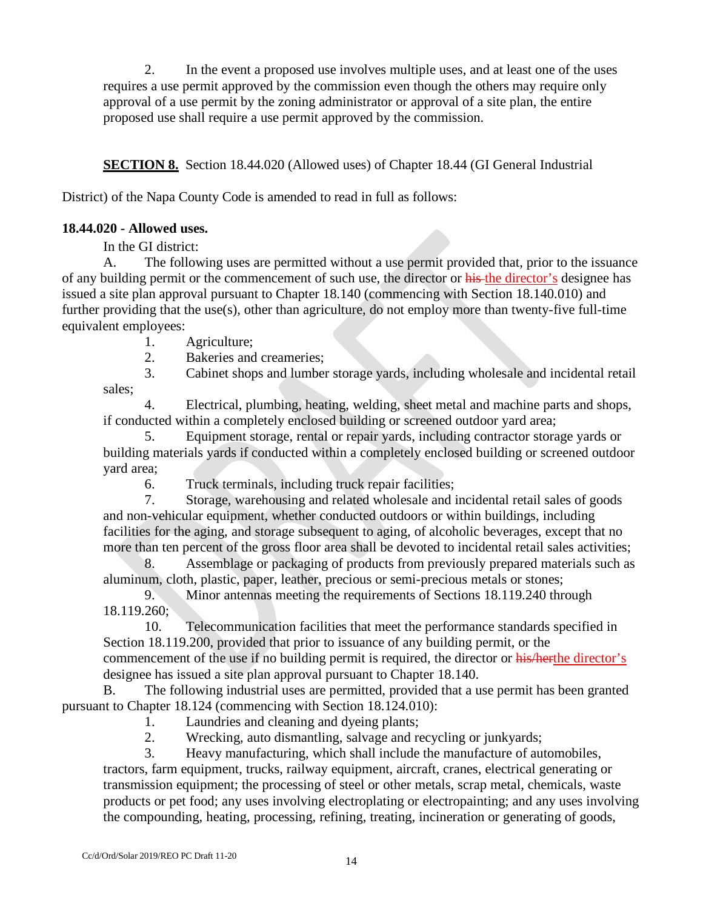2. In the event a proposed use involves multiple uses, and at least one of the uses requires a use permit approved by the commission even though the others may require only approval of a use permit by the zoning administrator or approval of a site plan, the entire proposed use shall require a use permit approved by the commission.

**SECTION 8.** Section 18.44.020 (Allowed uses) of Chapter 18.44 (GI General Industrial District) of the Napa County Code is amended to read in full as follows:

**18.44.020 - Allowed uses.**

In the GI district:

A. The following uses are permitted without a use permit provided that, prior to the issuance of any building permit or the commencement of such use, the director or ~~his~~ the director's designee has issued a site plan approval pursuant to Chapter 18.140 (commencing with Section 18.140.010) and further providing that the use(s), other than agriculture, do not employ more than twenty-five full-time equivalent employees:

1. Agriculture;
2. Bakeries and creameries;
3. Cabinet shops and lumber storage yards, including wholesale and incidental retail sales;
4. Electrical, plumbing, heating, welding, sheet metal and machine parts and shops, if conducted within a completely enclosed building or screened outdoor yard area;
5. Equipment storage, rental or repair yards, including contractor storage yards or building materials yards if conducted within a completely enclosed building or screened outdoor yard area;
6. Truck terminals, including truck repair facilities;
7. Storage, warehousing and related wholesale and incidental retail sales of goods and non-vehicular equipment, whether conducted outdoors or within buildings, including facilities for the aging, and storage subsequent to aging, of alcoholic beverages, except that no more than ten percent of the gross floor area shall be devoted to incidental retail sales activities;
8. Assemblage or packaging of products from previously prepared materials such as aluminum, cloth, plastic, paper, leather, precious or semi-precious metals or stones;
9. Minor antennas meeting the requirements of Sections 18.119.240 through 18.119.260;
10. Telecommunication facilities that meet the performance standards specified in Section 18.119.200, provided that prior to issuance of any building permit, or the commencement of the use if no building permit is required, the director or ~~his/her~~the director's designee has issued a site plan approval pursuant to Chapter 18.140.

B. The following industrial uses are permitted, provided that a use permit has been granted pursuant to Chapter 18.124 (commencing with Section 18.124.010):

1. Laundries and cleaning and dyeing plants;
2. Wrecking, auto dismantling, salvage and recycling or junkyards;
3. Heavy manufacturing, which shall include the manufacture of automobiles, tractors, farm equipment, trucks, railway equipment, aircraft, cranes, electrical generating or transmission equipment; the processing of steel or other metals, scrap metal, chemicals, waste products or pet food; any uses involving electroplating or electropainting; and any uses involving the compounding, heating, processing, refining, treating, incineration or generating of goods,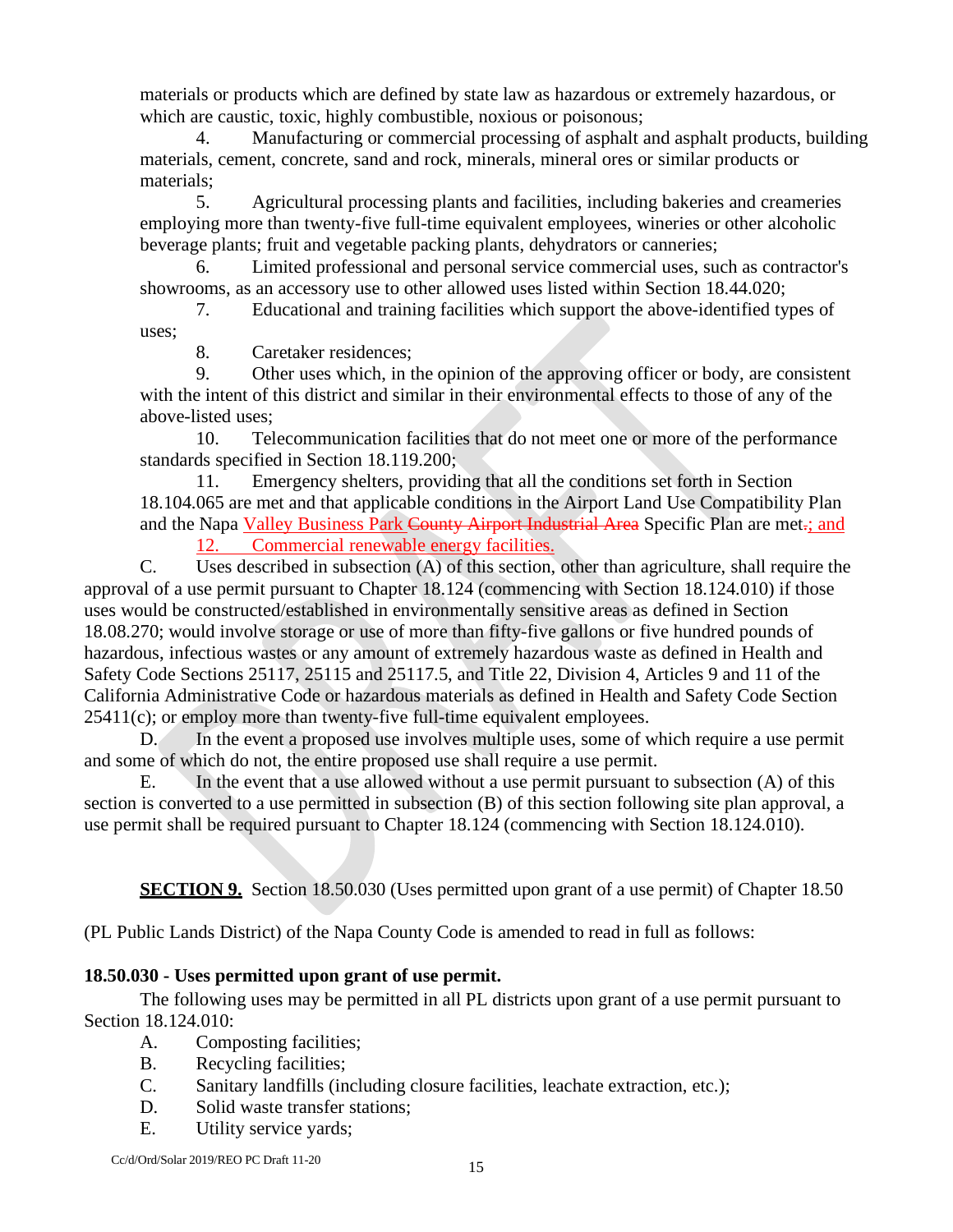materials or products which are defined by state law as hazardous or extremely hazardous, or which are caustic, toxic, highly combustible, noxious or poisonous;

4. Manufacturing or commercial processing of asphalt and asphalt products, building materials, cement, concrete, sand and rock, minerals, mineral ores or similar products or materials;

5. Agricultural processing plants and facilities, including bakeries and creameries employing more than twenty-five full-time equivalent employees, wineries or other alcoholic beverage plants; fruit and vegetable packing plants, dehydrators or canneries;

6. Limited professional and personal service commercial uses, such as contractor's showrooms, as an accessory use to other allowed uses listed within Section 18.44.020;

7. Educational and training facilities which support the above-identified types of uses;

8. Caretaker residences;

9. Other uses which, in the opinion of the approving officer or body, are consistent with the intent of this district and similar in their environmental effects to those of any of the above-listed uses;

10. Telecommunication facilities that do not meet one or more of the performance standards specified in Section 18.119.200;

11. Emergency shelters, providing that all the conditions set forth in Section 18.104.065 are met and that applicable conditions in the Airport Land Use Compatibility Plan and the Napa <u>Valley Business Park</u> ~~County Airport Industrial Area~~ Specific Plan are met~~.~~<u>; and</u>

<u>12. Commercial renewable energy facilities.</u>

C. Uses described in subsection (A) of this section, other than agriculture, shall require the approval of a use permit pursuant to Chapter 18.124 (commencing with Section 18.124.010) if those uses would be constructed/established in environmentally sensitive areas as defined in Section 18.08.270; would involve storage or use of more than fifty-five gallons or five hundred pounds of hazardous, infectious wastes or any amount of extremely hazardous waste as defined in Health and Safety Code Sections 25117, 25115 and 25117.5, and Title 22, Division 4, Articles 9 and 11 of the California Administrative Code or hazardous materials as defined in Health and Safety Code Section 25411(c); or employ more than twenty-five full-time equivalent employees.

D. In the event a proposed use involves multiple uses, some of which require a use permit and some of which do not, the entire proposed use shall require a use permit.

E. In the event that a use allowed without a use permit pursuant to subsection (A) of this section is converted to a use permitted in subsection (B) of this section following site plan approval, a use permit shall be required pursuant to Chapter 18.124 (commencing with Section 18.124.010).

**<u>SECTION 9.</u>** Section 18.50.030 (Uses permitted upon grant of a use permit) of Chapter 18.50 (PL Public Lands District) of the Napa County Code is amended to read in full as follows:

**18.50.030 - Uses permitted upon grant of use permit.**

The following uses may be permitted in all PL districts upon grant of a use permit pursuant to Section 18.124.010:

A. Composting facilities;

B. Recycling facilities;

C. Sanitary landfills (including closure facilities, leachate extraction, etc.);

D. Solid waste transfer stations;

E. Utility service yards;

Cc/d/Ord/Solar 2019/REO PC Draft 11-20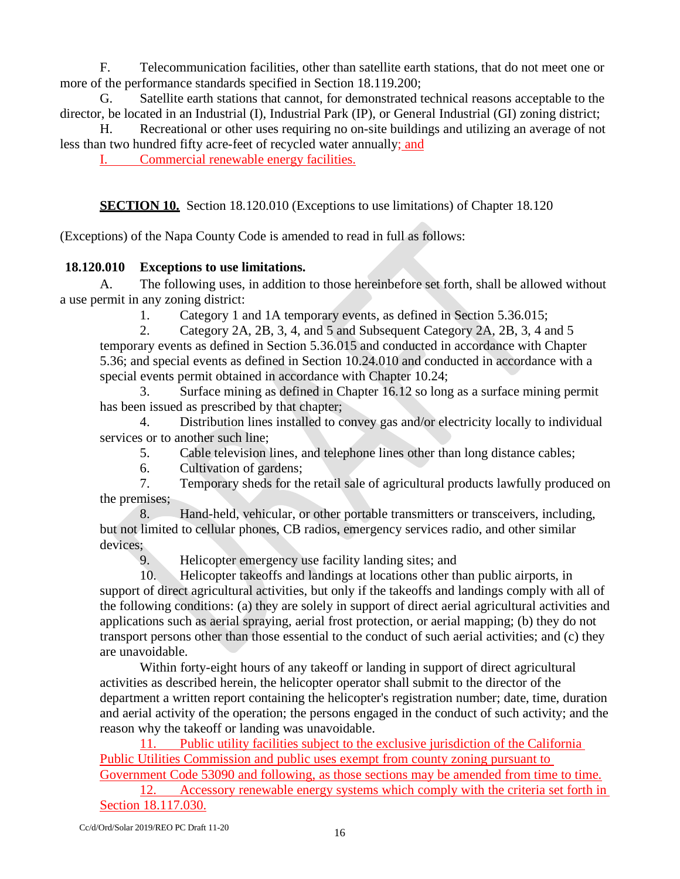F. Telecommunication facilities, other than satellite earth stations, that do not meet one or more of the performance standards specified in Section 18.119.200;

G. Satellite earth stations that cannot, for demonstrated technical reasons acceptable to the director, be located in an Industrial (I), Industrial Park (IP), or General Industrial (GI) zoning district;

H. Recreational or other uses requiring no on-site buildings and utilizing an average of not less than two hundred fifty acre-feet of recycled water annually; and

I. Commercial renewable energy facilities.

**SECTION 10.** Section 18.120.010 (Exceptions to use limitations) of Chapter 18.120 (Exceptions) of the Napa County Code is amended to read in full as follows:

**18.120.010 Exceptions to use limitations.**

A. The following uses, in addition to those hereinbefore set forth, shall be allowed without a use permit in any zoning district:

1. Category 1 and 1A temporary events, as defined in Section 5.36.015;
2. Category 2A, 2B, 3, 4, and 5 and Subsequent Category 2A, 2B, 3, 4 and 5 temporary events as defined in Section 5.36.015 and conducted in accordance with Chapter 5.36; and special events as defined in Section 10.24.010 and conducted in accordance with a special events permit obtained in accordance with Chapter 10.24;
3. Surface mining as defined in Chapter 16.12 so long as a surface mining permit has been issued as prescribed by that chapter;
4. Distribution lines installed to convey gas and/or electricity locally to individual services or to another such line;
5. Cable television lines, and telephone lines other than long distance cables;
6. Cultivation of gardens;
7. Temporary sheds for the retail sale of agricultural products lawfully produced on the premises;
8. Hand-held, vehicular, or other portable transmitters or transceivers, including, but not limited to cellular phones, CB radios, emergency services radio, and other similar devices;
9. Helicopter emergency use facility landing sites; and
10. Helicopter takeoffs and landings at locations other than public airports, in support of direct agricultural activities, but only if the takeoffs and landings comply with all of the following conditions: (a) they are solely in support of direct aerial agricultural activities and applications such as aerial spraying, aerial frost protection, or aerial mapping; (b) they do not transport persons other than those essential to the conduct of such aerial activities; and (c) they are unavoidable.

   Within forty-eight hours of any takeoff or landing in support of direct agricultural activities as described herein, the helicopter operator shall submit to the director of the department a written report containing the helicopter's registration number; date, time, duration and aerial activity of the operation; the persons engaged in the conduct of such activity; and the reason why the takeoff or landing was unavoidable.
11. Public utility facilities subject to the exclusive jurisdiction of the California Public Utilities Commission and public uses exempt from county zoning pursuant to Government Code 53090 and following, as those sections may be amended from time to time.
12. Accessory renewable energy systems which comply with the criteria set forth in Section 18.117.030.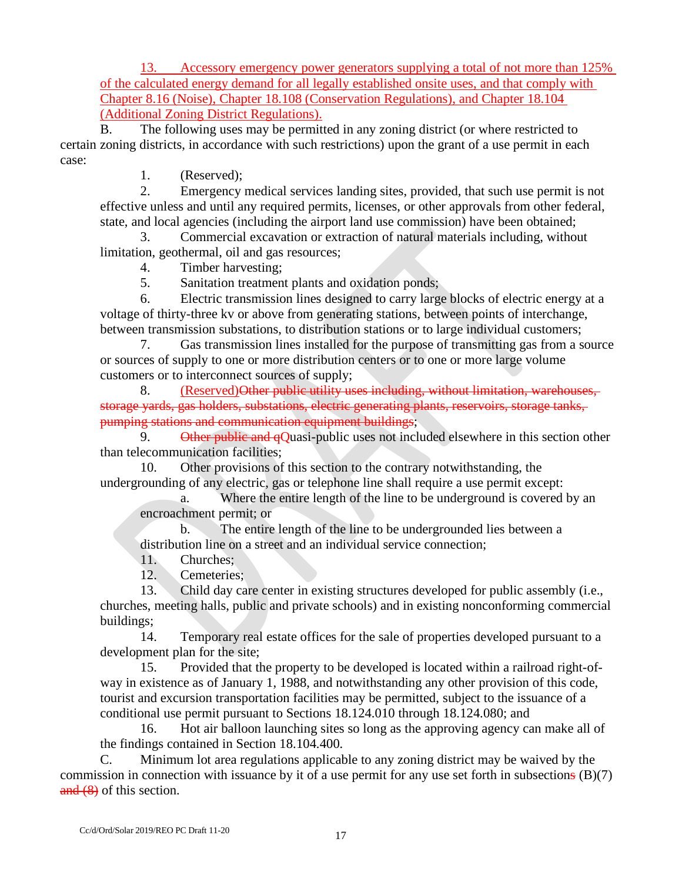13. Accessory emergency power generators supplying a total of not more than 125% of the calculated energy demand for all legally established onsite uses, and that comply with Chapter 8.16 (Noise), Chapter 18.108 (Conservation Regulations), and Chapter 18.104 (Additional Zoning District Regulations).

B. The following uses may be permitted in any zoning district (or where restricted to certain zoning districts, in accordance with such restrictions) upon the grant of a use permit in each case:

1. (Reserved);

2. Emergency medical services landing sites, provided, that such use permit is not effective unless and until any required permits, licenses, or other approvals from other federal, state, and local agencies (including the airport land use commission) have been obtained;

3. Commercial excavation or extraction of natural materials including, without limitation, geothermal, oil and gas resources;

4. Timber harvesting;

5. Sanitation treatment plants and oxidation ponds;

6. Electric transmission lines designed to carry large blocks of electric energy at a voltage of thirty-three kv or above from generating stations, between points of interchange, between transmission substations, to distribution stations or to large individual customers;

7. Gas transmission lines installed for the purpose of transmitting gas from a source or sources of supply to one or more distribution centers or to one or more large volume customers or to interconnect sources of supply;

8. (Reserved)~~Other public utility uses including, without limitation, warehouses, storage yards, gas holders, substations, electric generating plants, reservoirs, storage tanks, pumping stations and communication equipment buildings~~;

9. ~~Other public and q~~Quasi-public uses not included elsewhere in this section other than telecommunication facilities;

10. Other provisions of this section to the contrary notwithstanding, the undergrounding of any electric, gas or telephone line shall require a use permit except:

a. Where the entire length of the line to be underground is covered by an encroachment permit; or

b. The entire length of the line to be undergrounded lies between a distribution line on a street and an individual service connection;

11. Churches;

12. Cemeteries;

13. Child day care center in existing structures developed for public assembly (i.e., churches, meeting halls, public and private schools) and in existing nonconforming commercial buildings;

14. Temporary real estate offices for the sale of properties developed pursuant to a development plan for the site;

15. Provided that the property to be developed is located within a railroad right-of-way in existence as of January 1, 1988, and notwithstanding any other provision of this code, tourist and excursion transportation facilities may be permitted, subject to the issuance of a conditional use permit pursuant to Sections 18.124.010 through 18.124.080; and

16. Hot air balloon launching sites so long as the approving agency can make all of the findings contained in Section 18.104.400.

C. Minimum lot area regulations applicable to any zoning district may be waived by the commission in connection with issuance by it of a use permit for any use set forth in subsection~~s~~ (B)(7) ~~and (8)~~ of this section.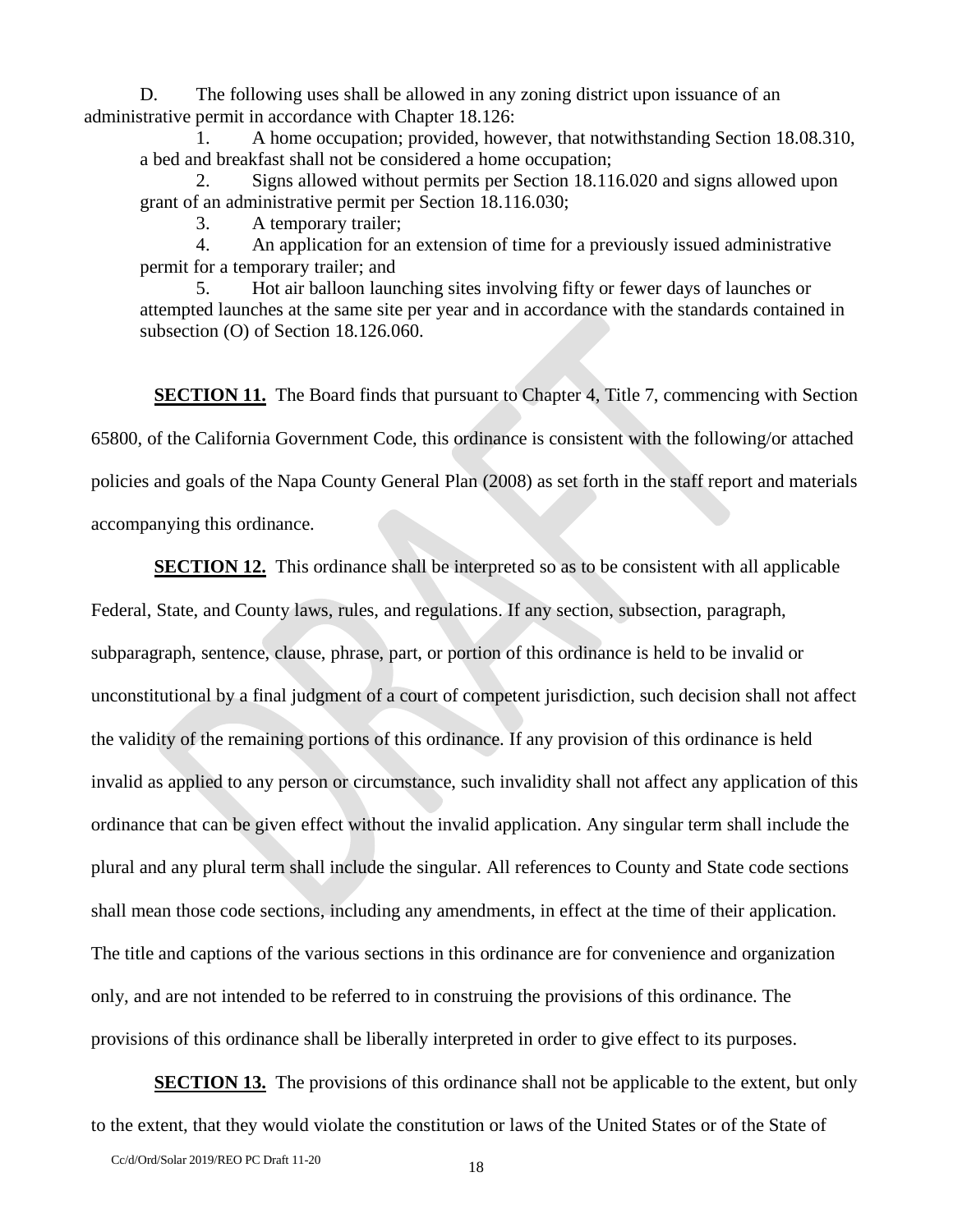D. The following uses shall be allowed in any zoning district upon issuance of an administrative permit in accordance with Chapter 18.126:

1. A home occupation; provided, however, that notwithstanding Section 18.08.310, a bed and breakfast shall not be considered a home occupation;
2. Signs allowed without permits per Section 18.116.020 and signs allowed upon grant of an administrative permit per Section 18.116.030;
3. A temporary trailer;
4. An application for an extension of time for a previously issued administrative permit for a temporary trailer; and
5. Hot air balloon launching sites involving fifty or fewer days of launches or attempted launches at the same site per year and in accordance with the standards contained in subsection (O) of Section 18.126.060.

**SECTION 11.** The Board finds that pursuant to Chapter 4, Title 7, commencing with Section 65800, of the California Government Code, this ordinance is consistent with the following/or attached policies and goals of the Napa County General Plan (2008) as set forth in the staff report and materials accompanying this ordinance.

**SECTION 12.** This ordinance shall be interpreted so as to be consistent with all applicable Federal, State, and County laws, rules, and regulations. If any section, subsection, paragraph, subparagraph, sentence, clause, phrase, part, or portion of this ordinance is held to be invalid or unconstitutional by a final judgment of a court of competent jurisdiction, such decision shall not affect the validity of the remaining portions of this ordinance. If any provision of this ordinance is held invalid as applied to any person or circumstance, such invalidity shall not affect any application of this ordinance that can be given effect without the invalid application. Any singular term shall include the plural and any plural term shall include the singular. All references to County and State code sections shall mean those code sections, including any amendments, in effect at the time of their application. The title and captions of the various sections in this ordinance are for convenience and organization only, and are not intended to be referred to in construing the provisions of this ordinance. The provisions of this ordinance shall be liberally interpreted in order to give effect to its purposes.

**SECTION 13.** The provisions of this ordinance shall not be applicable to the extent, but only to the extent, that they would violate the constitution or laws of the United States or of the State of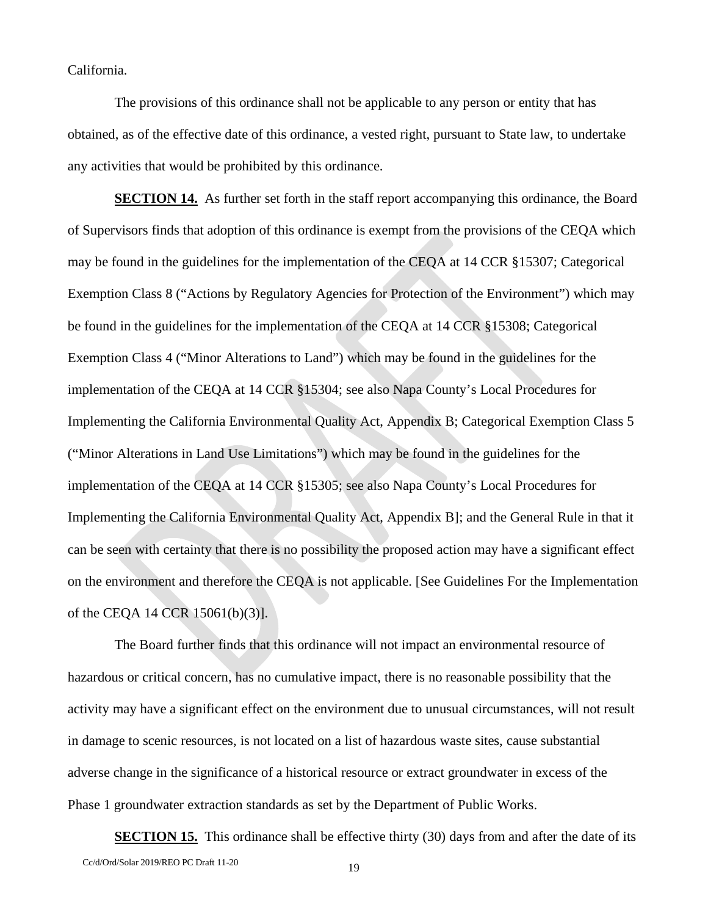California.

The provisions of this ordinance shall not be applicable to any person or entity that has obtained, as of the effective date of this ordinance, a vested right, pursuant to State law, to undertake any activities that would be prohibited by this ordinance.

**SECTION 14.** As further set forth in the staff report accompanying this ordinance, the Board of Supervisors finds that adoption of this ordinance is exempt from the provisions of the CEQA which may be found in the guidelines for the implementation of the CEQA at 14 CCR §15307; Categorical Exemption Class 8 ("Actions by Regulatory Agencies for Protection of the Environment") which may be found in the guidelines for the implementation of the CEQA at 14 CCR §15308; Categorical Exemption Class 4 ("Minor Alterations to Land") which may be found in the guidelines for the implementation of the CEQA at 14 CCR §15304; see also Napa County's Local Procedures for Implementing the California Environmental Quality Act, Appendix B; Categorical Exemption Class 5 ("Minor Alterations in Land Use Limitations") which may be found in the guidelines for the implementation of the CEQA at 14 CCR §15305; see also Napa County's Local Procedures for Implementing the California Environmental Quality Act, Appendix B]; and the General Rule in that it can be seen with certainty that there is no possibility the proposed action may have a significant effect on the environment and therefore the CEQA is not applicable. [See Guidelines For the Implementation of the CEQA 14 CCR 15061(b)(3)].

The Board further finds that this ordinance will not impact an environmental resource of hazardous or critical concern, has no cumulative impact, there is no reasonable possibility that the activity may have a significant effect on the environment due to unusual circumstances, will not result in damage to scenic resources, is not located on a list of hazardous waste sites, cause substantial adverse change in the significance of a historical resource or extract groundwater in excess of the Phase 1 groundwater extraction standards as set by the Department of Public Works.

**SECTION 15.** This ordinance shall be effective thirty (30) days from and after the date of its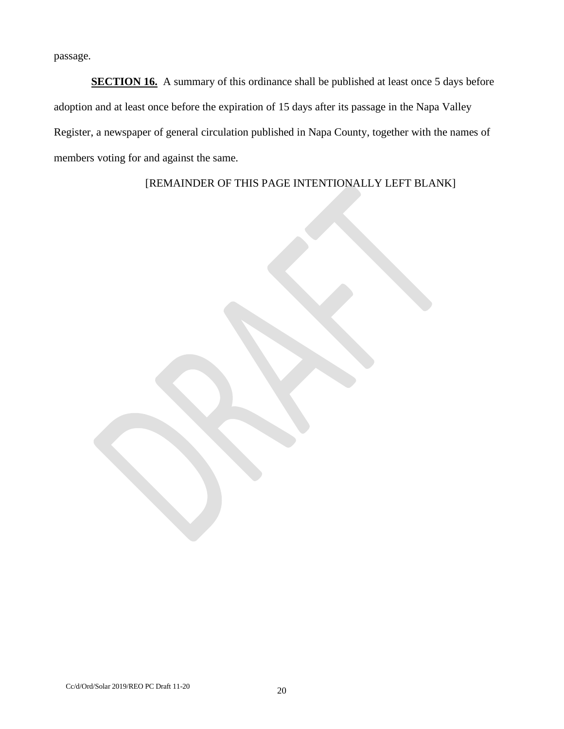passage.

**SECTION 16.** A summary of this ordinance shall be published at least once 5 days before adoption and at least once before the expiration of 15 days after its passage in the Napa Valley Register, a newspaper of general circulation published in Napa County, together with the names of members voting for and against the same.

[REMAINDER OF THIS PAGE INTENTIONALLY LEFT BLANK]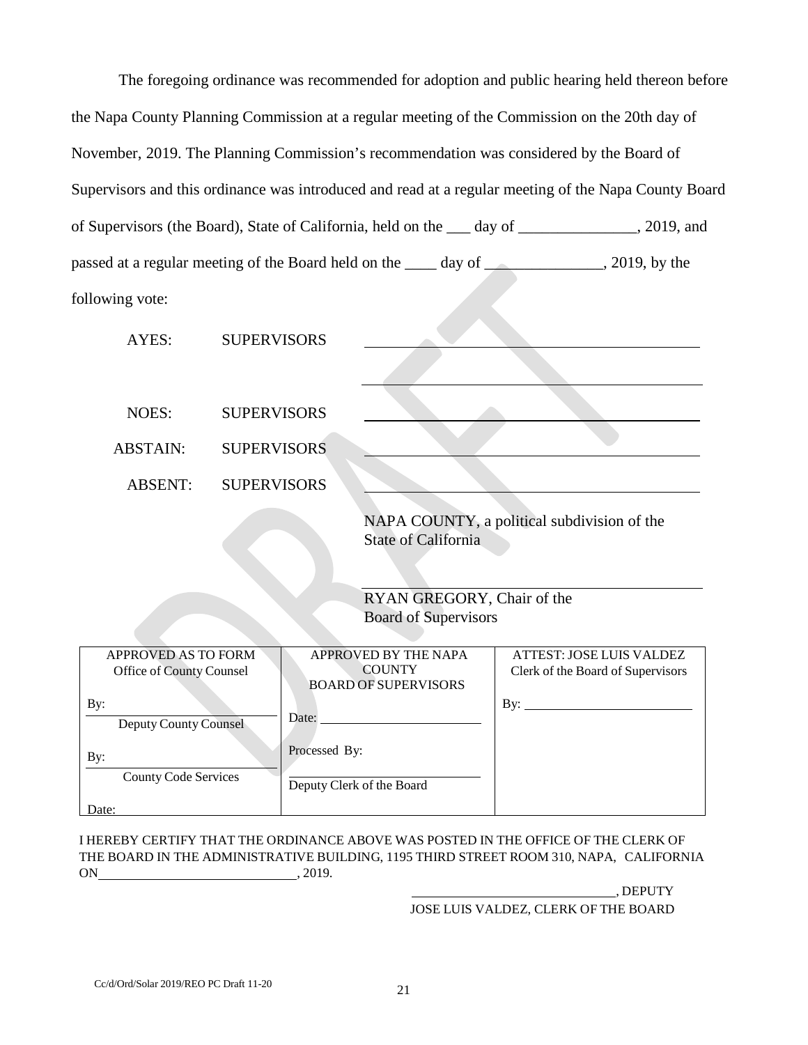The foregoing ordinance was recommended for adoption and public hearing held thereon before the Napa County Planning Commission at a regular meeting of the Commission on the 20th day of November, 2019. The Planning Commission's recommendation was considered by the Board of Supervisors and this ordinance was introduced and read at a regular meeting of the Napa County Board of Supervisors (the Board), State of California, held on the ___ day of _______________, 2019, and passed at a regular meeting of the Board held on the ____ day of _______________, 2019, by the following vote:

AYES: SUPERVISORS _______________________________

_______________________________

NOES: SUPERVISORS _______________________________

ABSTAIN: SUPERVISORS _______________________________

ABSENT: SUPERVISORS _______________________________

NAPA COUNTY, a political subdivision of the State of California

_______________________________

RYAN GREGORY, Chair of the Board of Supervisors

| | | |
|---|---|---|
| APPROVED AS TO FORM<br>Office of County Counsel<br><br>By: ____________________<br>Deputy County Counsel<br><br>By: ____________________<br>County Code Services<br><br>Date: | APPROVED BY THE NAPA COUNTY BOARD OF SUPERVISORS<br><br>Date: ____________________<br><br>Processed By:<br><br>____________________<br>Deputy Clerk of the Board | ATTEST: JOSE LUIS VALDEZ<br>Clerk of the Board of Supervisors<br><br>By: ____________________ |

I HEREBY CERTIFY THAT THE ORDINANCE ABOVE WAS POSTED IN THE OFFICE OF THE CLERK OF THE BOARD IN THE ADMINISTRATIVE BUILDING, 1195 THIRD STREET ROOM 310, NAPA, CALIFORNIA ON ______________________________, 2019.

______________________________, DEPUTY
JOSE LUIS VALDEZ, CLERK OF THE BOARD

Cc/d/Ord/Solar 2019/REO PC Draft 11-20